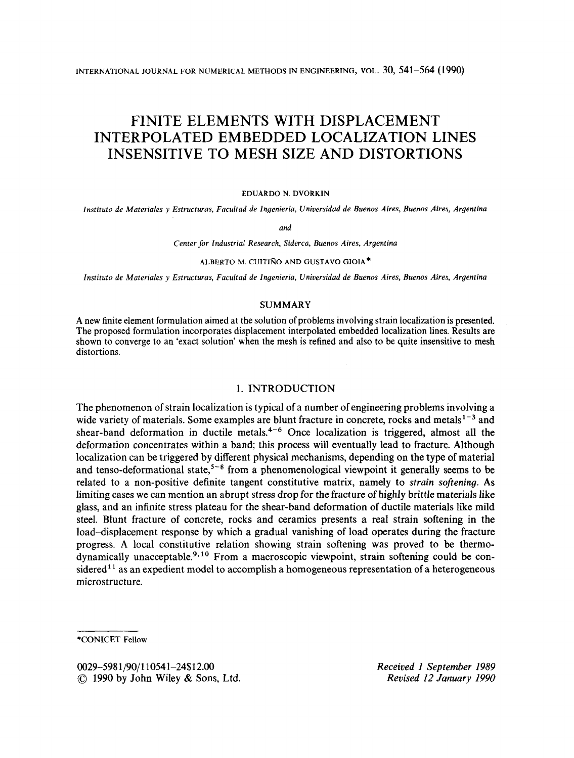# FINITE ELEMENTS WITH DISPLACEMENT INTERPOLATED EMBEDDED LOCALIZATION LINES INSENSITIVE TO MESH SIZE AND DISTORTIONS

EDUARDO N. DVORKIN

*Instituto de Materiales y Estructuras, Facultad de Ingeniería, Universidad de Buenos Aires, Buenos Aires, Argentina*

*and*

*Center for Industrial Research, Siderca, Buenos Aires, Argentina*

ALBERTO M. CUITIÑO AND GUSTAVO GIOIA*

*Instituto de Materiales y Estructuras, Facultad de Ingeniería, Universidad de Buenos Aires, Buenos Aires, Argentina*

## SUMMARY

A new finite element formulation aimed at the solution of problems involving strain localization is presented. The proposed formulation incorporates displacement interpolated embedded localization lines. Results are shown to converge to an 'exact solution' when the mesh is refined and also to be quite insensitive to mesh distortions.

## 1. INTRODUCTION

The phenomenon of strain localization is typical of a number of engineering problems involving a wide variety of materials. Some examples are blunt fracture in concrete, rocks and metals[1-3] and shear-band deformation in ductile metals.[4-6] Once localization is triggered, almost all the deformation concentrates within a band; this process will eventually lead to fracture. Although localization can be triggered by different physical mechanisms, depending on the type of material and tenso-deformational state,[5-8] from a phenomenological viewpoint it generally seems to be related to a non-positive definite tangent constitutive matrix, namely to *strain softening*. As limiting cases we can mention an abrupt stress drop for the fracture of highly brittle materials like glass, and an infinite stress plateau for the shear-band deformation of ductile materials like mild steel. Blunt fracture of concrete, rocks and ceramics presents a real strain softening in the load–displacement response by which a gradual vanishing of load operates during the fracture progress. A local constitutive relation showing strain softening was proved to be thermodynamically unacceptable.[9,10] From a macroscopic viewpoint, strain softening could be considered[11] as an expedient model to accomplish a homogeneous representation of a heterogeneous microstructure.

*CONICET Fellow

0029-5981/90/110541-24$12.00
© 1990 by John Wiley & Sons, Ltd.

*Received 1 September 1989*
*Revised 12 January 1990*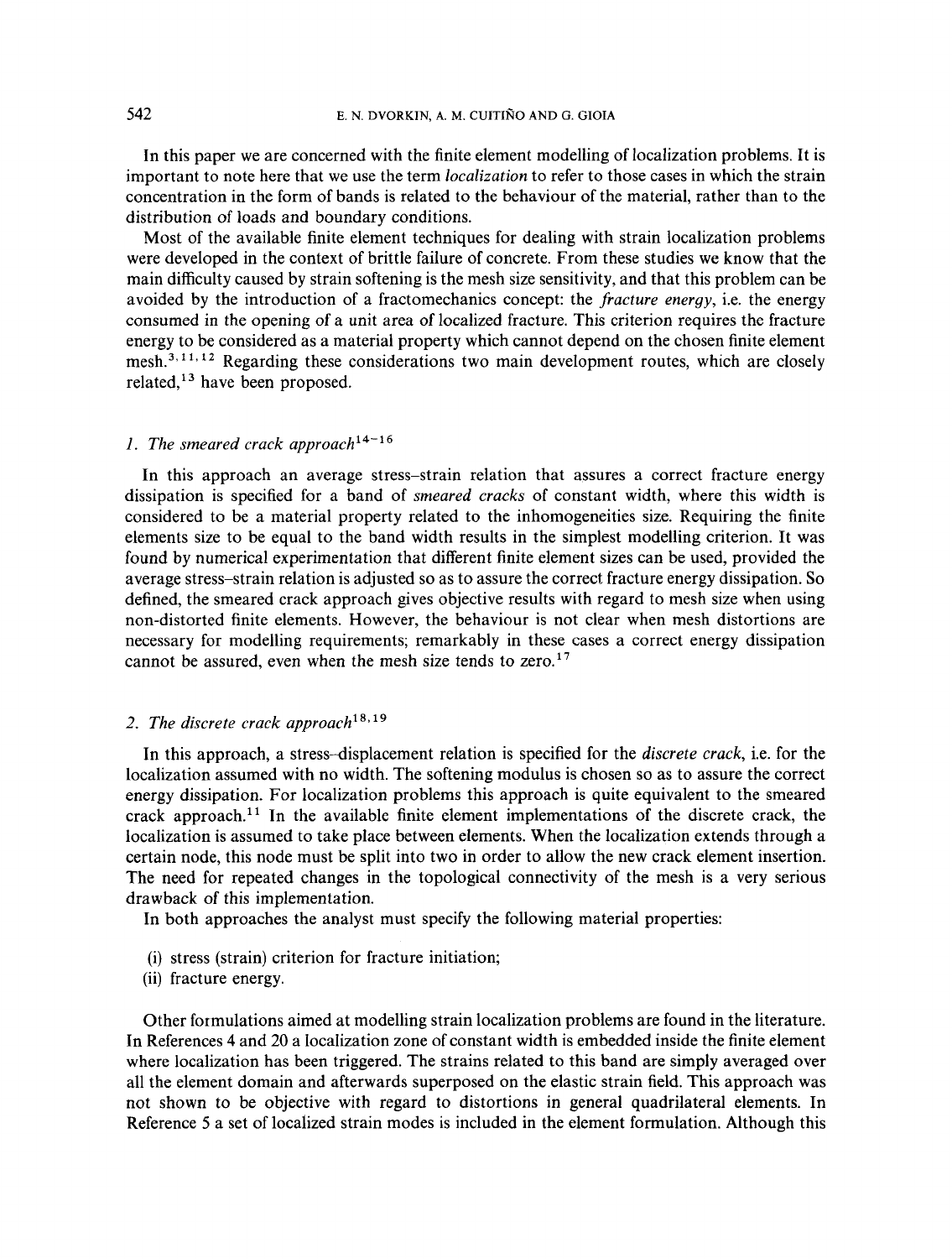In this paper we are concerned with the finite element modelling of localization problems. It is important to note here that we use the term *localization* to refer to those cases in which the strain concentration in the form of bands is related to the behaviour of the material, rather than to the distribution of loads and boundary conditions.

Most of the available finite element techniques for dealing with strain localization problems were developed in the context of brittle failure of concrete. From these studies we know that the main difficulty caused by strain softening is the mesh size sensitivity, and that this problem can be avoided by the introduction of a fractomechanics concept: the *fracture energy*, i.e. the energy consumed in the opening of a unit area of localized fracture. This criterion requires the fracture energy to be considered as a material property which cannot depend on the chosen finite element mesh.[3,11,12] Regarding these considerations two main development routes, which are closely related,[13] have been proposed.

### *1. The smeared crack approach*[14–16]

In this approach an average stress–strain relation that assures a correct fracture energy dissipation is specified for a band of *smeared cracks* of constant width, where this width is considered to be a material property related to the inhomogeneities size. Requiring the finite elements size to be equal to the band width results in the simplest modelling criterion. It was found by numerical experimentation that different finite element sizes can be used, provided the average stress–strain relation is adjusted so as to assure the correct fracture energy dissipation. So defined, the smeared crack approach gives objective results with regard to mesh size when using non-distorted finite elements. However, the behaviour is not clear when mesh distortions are necessary for modelling requirements; remarkably in these cases a correct energy dissipation cannot be assured, even when the mesh size tends to zero.[17]

### *2. The discrete crack approach*[18,19]

In this approach, a stress–displacement relation is specified for the *discrete crack*, i.e. for the localization assumed with no width. The softening modulus is chosen so as to assure the correct energy dissipation. For localization problems this approach is quite equivalent to the smeared crack approach.[11] In the available finite element implementations of the discrete crack, the localization is assumed to take place between elements. When the localization extends through a certain node, this node must be split into two in order to allow the new crack element insertion. The need for repeated changes in the topological connectivity of the mesh is a very serious drawback of this implementation.

In both approaches the analyst must specify the following material properties:

(i) stress (strain) criterion for fracture initiation;
(ii) fracture energy.

Other formulations aimed at modelling strain localization problems are found in the literature. In References 4 and 20 a localization zone of constant width is embedded inside the finite element where localization has been triggered. The strains related to this band are simply averaged over all the element domain and afterwards superposed on the elastic strain field. This approach was not shown to be objective with regard to distortions in general quadrilateral elements. In Reference 5 a set of localized strain modes is included in the element formulation. Although this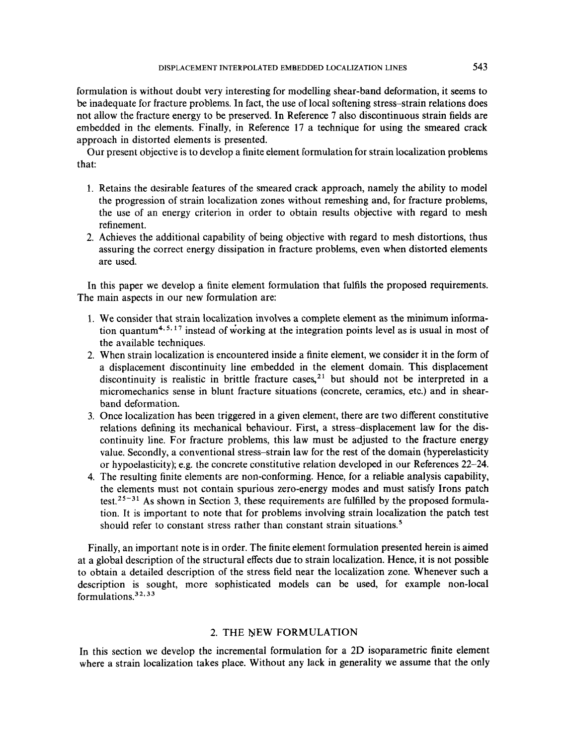formulation is without doubt very interesting for modelling shear-band deformation, it seems to be inadequate for fracture problems. In fact, the use of local softening stress–strain relations does not allow the fracture energy to be preserved. In Reference 7 also discontinuous strain fields are embedded in the elements. Finally, in Reference 17 a technique for using the smeared crack approach in distorted elements is presented.

Our present objective is to develop a finite element formulation for strain localization problems that:

1. Retains the desirable features of the smeared crack approach, namely the ability to model the progression of strain localization zones without remeshing and, for fracture problems, the use of an energy criterion in order to obtain results objective with regard to mesh refinement.
2. Achieves the additional capability of being objective with regard to mesh distortions, thus assuring the correct energy dissipation in fracture problems, even when distorted elements are used.

In this paper we develop a finite element formulation that fulfils the proposed requirements. The main aspects in our new formulation are:

1. We consider that strain localization involves a complete element as the minimum information quantum[4,5,17] instead of working at the integration points level as is usual in most of the available techniques.
2. When strain localization is encountered inside a finite element, we consider it in the form of a displacement discontinuity line embedded in the element domain. This displacement discontinuity is realistic in brittle fracture cases,[21] but should not be interpreted in a micromechanics sense in blunt fracture situations (concrete, ceramics, etc.) and in shear-band deformation.
3. Once localization has been triggered in a given element, there are two different constitutive relations defining its mechanical behaviour. First, a stress–displacement law for the discontinuity line. For fracture problems, this law must be adjusted to the fracture energy value. Secondly, a conventional stress–strain law for the rest of the domain (hyperelasticity or hypoelasticity); e.g. the concrete constitutive relation developed in our References 22–24.
4. The resulting finite elements are non-conforming. Hence, for a reliable analysis capability, the elements must not contain spurious zero-energy modes and must satisfy Irons patch test.[25–31] As shown in Section 3, these requirements are fulfilled by the proposed formulation. It is important to note that for problems involving strain localization the patch test should refer to constant stress rather than constant strain situations.[5]

Finally, an important note is in order. The finite element formulation presented herein is aimed at a global description of the structural effects due to strain localization. Hence, it is not possible to obtain a detailed description of the stress field near the localization zone. Whenever such a description is sought, more sophisticated models can be used, for example non-local formulations.[32,33]

## 2. THE NEW FORMULATION

In this section we develop the incremental formulation for a 2D isoparametric finite element where a strain localization takes place. Without any lack in generality we assume that the only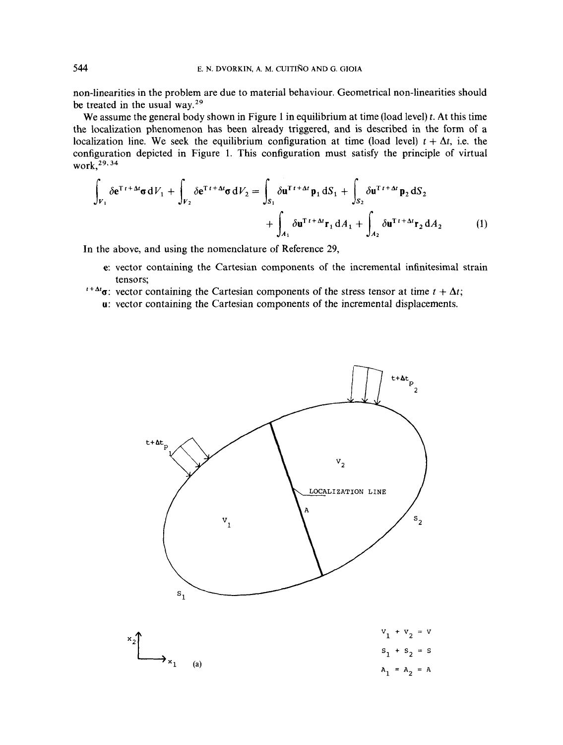non-linearities in the problem are due to material behaviour. Geometrical non-linearities should be treated in the usual way.[29]

We assume the general body shown in Figure 1 in equilibrium at time (load level) $t$. At this time the localization phenomenon has been already triggered, and is described in the form of a localization line. We seek the equilibrium configuration at time (load level) $t + \Delta t$, i.e. the configuration depicted in Figure 1. This configuration must satisfy the principle of virtual work,[29,34]

$$\int_{V_1} \delta \mathbf{e}^{\mathrm{T}\, t+\Delta t}\boldsymbol{\sigma}\, \mathrm{d}V_1 + \int_{V_2} \delta \mathbf{e}^{\mathrm{T}\, t+\Delta t}\boldsymbol{\sigma}\, \mathrm{d}V_2 = \int_{S_1} \delta \mathbf{u}^{\mathrm{T}\, t+\Delta t}\mathbf{p}_1\, \mathrm{d}S_1 + \int_{S_2} \delta \mathbf{u}^{\mathrm{T}\, t+\Delta t}\mathbf{p}_2\, \mathrm{d}S_2 + \int_{A_1} \delta \mathbf{u}^{\mathrm{T}\, t+\Delta t}\mathbf{r}_1\, \mathrm{d}A_1 + \int_{A_2} \delta \mathbf{u}^{\mathrm{T}\, t+\Delta t}\mathbf{r}_2\, \mathrm{d}A_2 \tag{1}$$

In the above, and using the nomenclature of Reference 29,

- $\mathbf{e}$: vector containing the Cartesian components of the incremental infinitesimal strain tensors;
- ${}^{t+\Delta t}\boldsymbol{\sigma}$: vector containing the Cartesian components of the stress tensor at time $t + \Delta t$;
- $\mathbf{u}$: vector containing the Cartesian components of the incremental displacements.

$V_1 + V_2 = V$

$S_1 + S_2 = S$

$A_1 = A_2 = A$

(a)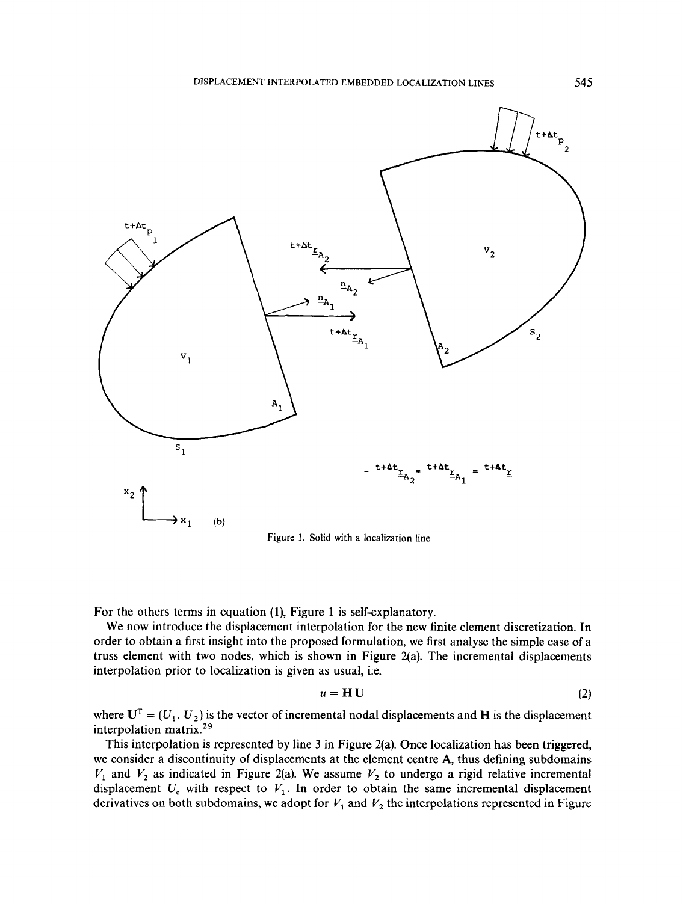Figure 1. Solid with a localization line

For the others terms in equation (1), Figure 1 is self-explanatory.

We now introduce the displacement interpolation for the new finite element discretization. In order to obtain a first insight into the proposed formulation, we first analyse the simple case of a truss element with two nodes, which is shown in Figure 2(a). The incremental displacements interpolation prior to localization is given as usual, i.e.

$$u = \mathbf{H}\mathbf{U} \tag{2}$$

where $\mathbf{U}^{\mathrm{T}} = (U_1, U_2)$ is the vector of incremental nodal displacements and $\mathbf{H}$ is the displacement interpolation matrix.[29]

This interpolation is represented by line 3 in Figure 2(a). Once localization has been triggered, we consider a discontinuity of displacements at the element centre A, thus defining subdomains $V_1$ and $V_2$ as indicated in Figure 2(a). We assume $V_2$ to undergo a rigid relative incremental displacement $U_c$ with respect to $V_1$. In order to obtain the same incremental displacement derivatives on both subdomains, we adopt for $V_1$ and $V_2$ the interpolations represented in Figure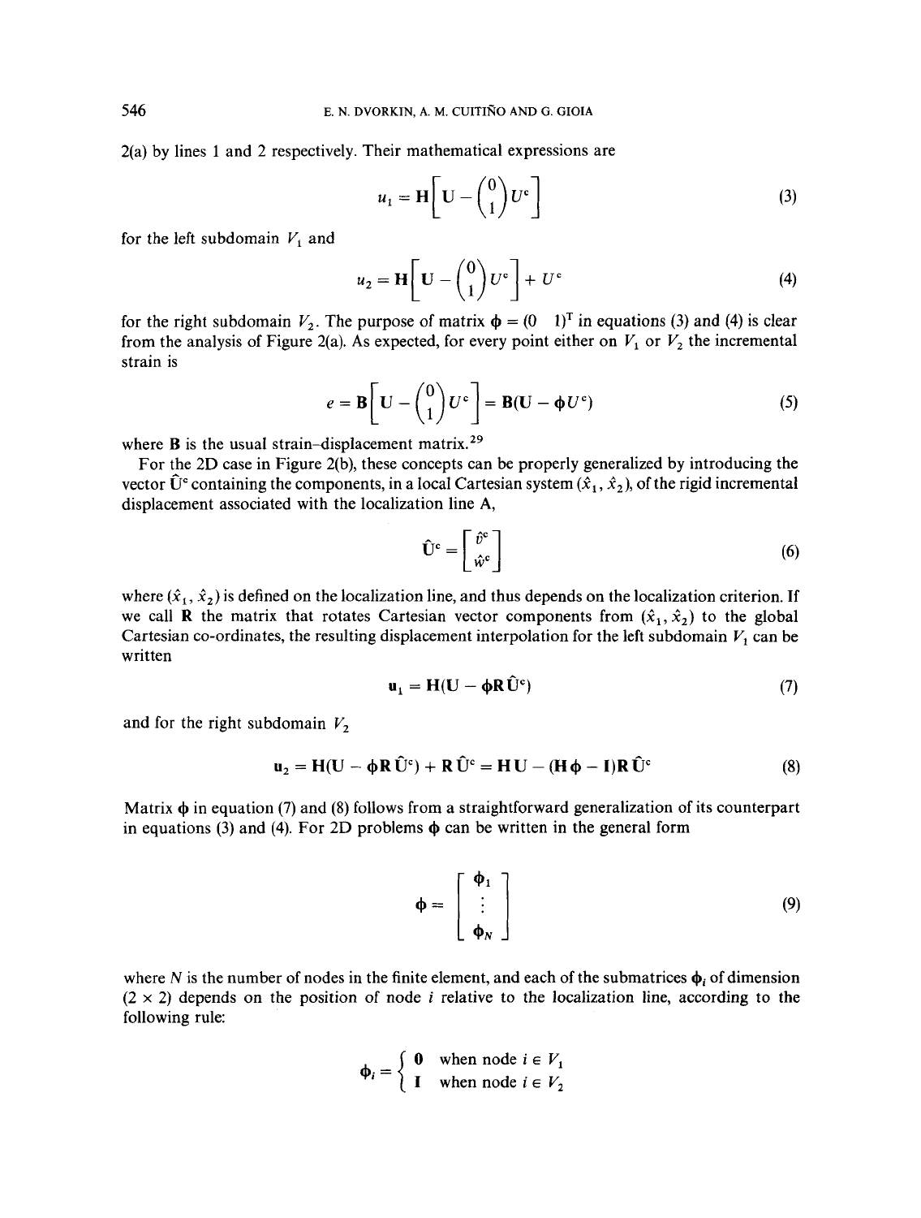2(a) by lines 1 and 2 respectively. Their mathematical expressions are

$$u_1 = \mathbf{H}\left[\mathbf{U} - \begin{pmatrix} 0 \\ 1 \end{pmatrix} U^c\right] \tag{3}$$

for the left subdomain $V_1$ and

$$u_2 = \mathbf{H}\left[\mathbf{U} - \begin{pmatrix} 0 \\ 1 \end{pmatrix} U^c\right] + U^c \tag{4}$$

for the right subdomain $V_2$. The purpose of matrix $\boldsymbol{\phi} = (0 \quad 1)^T$ in equations (3) and (4) is clear from the analysis of Figure 2(a). As expected, for every point either on $V_1$ or $V_2$ the incremental strain is

$$e = \mathbf{B}\left[\mathbf{U} - \begin{pmatrix} 0 \\ 1 \end{pmatrix} U^c\right] = \mathbf{B}(\mathbf{U} - \boldsymbol{\phi} U^c) \tag{5}$$

where $\mathbf{B}$ is the usual strain–displacement matrix.[29]

For the 2D case in Figure 2(b), these concepts can be properly generalized by introducing the vector $\hat{\mathbf{U}}^c$ containing the components, in a local Cartesian system $(\hat{x}_1, \hat{x}_2)$, of the rigid incremental displacement associated with the localization line A,

$$\hat{\mathbf{U}}^c = \begin{bmatrix} \hat{v}^c \\ \hat{w}^c \end{bmatrix} \tag{6}$$

where $(\hat{x}_1, \hat{x}_2)$ is defined on the localization line, and thus depends on the localization criterion. If we call $\mathbf{R}$ the matrix that rotates Cartesian vector components from $(\hat{x}_1, \hat{x}_2)$ to the global Cartesian co-ordinates, the resulting displacement interpolation for the left subdomain $V_1$ can be written

$$\mathbf{u}_1 = \mathbf{H}(\mathbf{U} - \boldsymbol{\phi}\mathbf{R}\hat{\mathbf{U}}^c) \tag{7}$$

and for the right subdomain $V_2$

$$\mathbf{u}_2 = \mathbf{H}(\mathbf{U} - \boldsymbol{\phi}\mathbf{R}\hat{\mathbf{U}}^c) + \mathbf{R}\hat{\mathbf{U}}^c = \mathbf{H}\mathbf{U} - (\mathbf{H}\boldsymbol{\phi} - \mathbf{I})\mathbf{R}\hat{\mathbf{U}}^c \tag{8}$$

Matrix $\boldsymbol{\phi}$ in equation (7) and (8) follows from a straightforward generalization of its counterpart in equations (3) and (4). For 2D problems $\boldsymbol{\phi}$ can be written in the general form

$$\boldsymbol{\phi} = \begin{bmatrix} \boldsymbol{\phi}_1 \\ \vdots \\ \boldsymbol{\phi}_N \end{bmatrix} \tag{9}$$

where $N$ is the number of nodes in the finite element, and each of the submatrices $\boldsymbol{\phi}_i$ of dimension $(2 \times 2)$ depends on the position of node $i$ relative to the localization line, according to the following rule:

$$\boldsymbol{\phi}_i = \begin{cases} \mathbf{0} & \text{when node } i \in V_1 \\ \mathbf{I} & \text{when node } i \in V_2 \end{cases}$$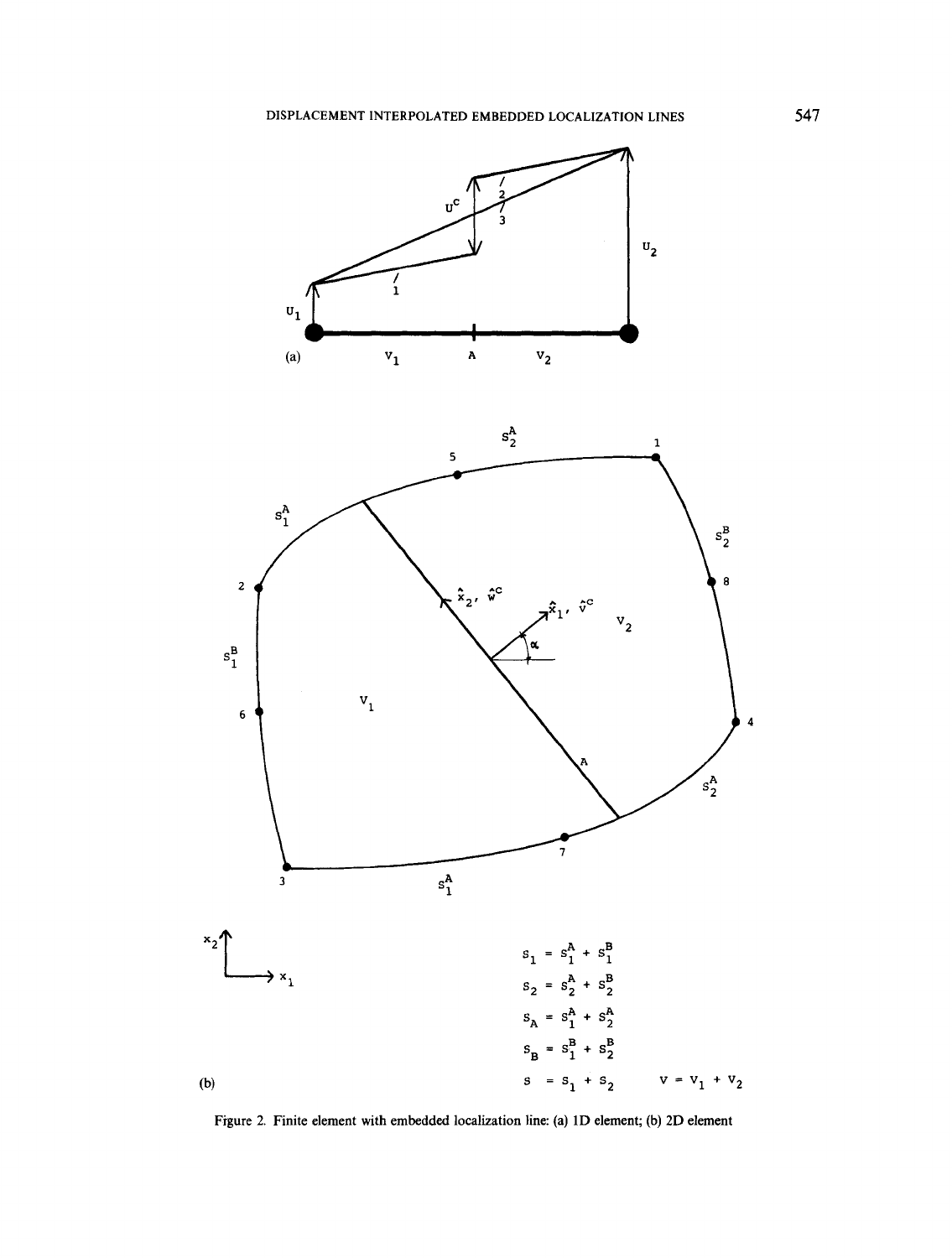$$S_1 = S_1^A + S_1^B$$

$$S_2 = S_2^A + S_2^B$$

$$S_A = S_1^A + S_2^A$$

$$S_B = S_1^B + S_2^B$$

$$S = S_1 + S_2 \qquad V = V_1 + V_2$$

Figure 2. Finite element with embedded localization line: (a) 1D element; (b) 2D element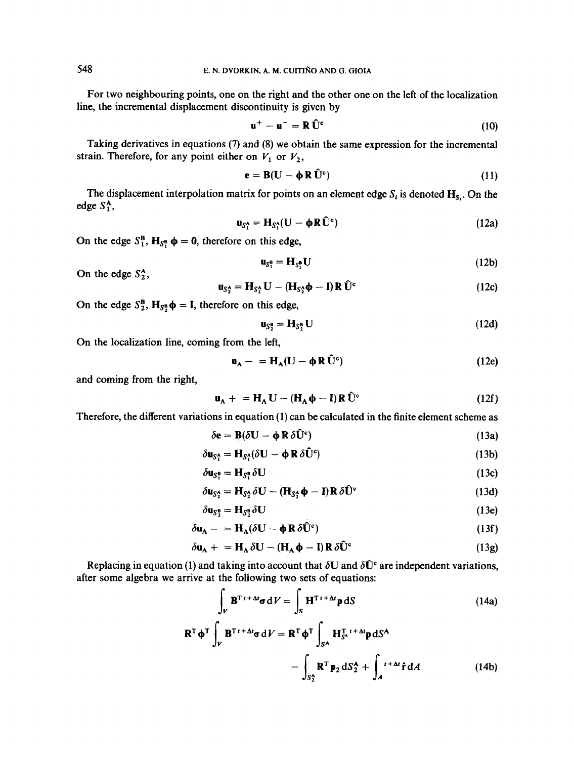For two neighbouring points, one on the right and the other one on the left of the localization line, the incremental displacement discontinuity is given by

$$\mathbf{u}^{+} - \mathbf{u}^{-} = \mathbf{R}\,\hat{\mathbf{U}}^{c} \tag{10}$$

Taking derivatives in equations (7) and (8) we obtain the same expression for the incremental strain. Therefore, for any point either on $V_1$ or $V_2$,

$$\mathbf{e} = \mathbf{B}(\mathbf{U} - \boldsymbol{\phi}\,\mathbf{R}\,\hat{\mathbf{U}}^{c}) \tag{11}$$

The displacement interpolation matrix for points on an element edge $S_i$ is denoted $\mathbf{H}_{S_i}$. On the edge $S_1^{A}$,

$$\mathbf{u}_{S_1^{A}} = \mathbf{H}_{S_1^{A}}(\mathbf{U} - \boldsymbol{\phi}\mathbf{R}\hat{\mathbf{U}}^{c}) \tag{12a}$$

On the edge $S_1^{B}$, $\mathbf{H}_{S_1^{B}}\,\boldsymbol{\phi} = \mathbf{0}$, therefore on this edge,

$$\mathbf{u}_{S_1^{B}} = \mathbf{H}_{S_1^{B}}\mathbf{U} \tag{12b}$$

On the edge $S_2^{A}$,

$$\mathbf{u}_{S_2^{A}} = \mathbf{H}_{S_2^{A}}\,\mathbf{U} - (\mathbf{H}_{S_2^{A}}\boldsymbol{\phi} - \mathbf{I})\,\mathbf{R}\,\hat{\mathbf{U}}^{c} \tag{12c}$$

On the edge $S_2^{B}$, $\mathbf{H}_{S_2^{B}}\boldsymbol{\phi} = \mathbf{I}$, therefore on this edge,

$$\mathbf{u}_{S_2^{B}} = \mathbf{H}_{S_2^{B}}\,\mathbf{U} \tag{12d}$$

On the localization line, coming from the left,

$$\mathbf{u}_{A}- \;= \mathbf{H}_{A}(\mathbf{U} - \boldsymbol{\phi}\,\mathbf{R}\,\hat{\mathbf{U}}^{c}) \tag{12e}$$

and coming from the right,

$$\mathbf{u}_{A}+ \;= \mathbf{H}_{A}\,\mathbf{U} - (\mathbf{H}_{A}\,\boldsymbol{\phi} - \mathbf{I})\,\mathbf{R}\,\hat{\mathbf{U}}^{c} \tag{12f}$$

Therefore, the different variations in equation (1) can be calculated in the finite element scheme as

$$\delta\mathbf{e} = \mathbf{B}(\delta\mathbf{U} - \boldsymbol{\phi}\,\mathbf{R}\,\delta\hat{\mathbf{U}}^{c}) \tag{13a}$$

$$\delta\mathbf{u}_{S_1^{A}} = \mathbf{H}_{S_1^{A}}(\delta\mathbf{U} - \boldsymbol{\phi}\,\mathbf{R}\,\delta\hat{\mathbf{U}}^{c}) \tag{13b}$$

$$\delta\mathbf{u}_{S_1^{B}} = \mathbf{H}_{S_1^{B}}\,\delta\mathbf{U} \tag{13c}$$

$$\delta\mathbf{u}_{S_2^{A}} = \mathbf{H}_{S_2^{A}}\,\delta\mathbf{U} - (\mathbf{H}_{S_2^{A}}\,\boldsymbol{\phi} - \mathbf{I})\,\mathbf{R}\,\delta\hat{\mathbf{U}}^{c} \tag{13d}$$

$$\delta\mathbf{u}_{S_2^{B}} = \mathbf{H}_{S_2^{B}}\,\delta\mathbf{U} \tag{13e}$$

$$\delta\mathbf{u}_{A}- \;= \mathbf{H}_{A}(\delta\mathbf{U} - \boldsymbol{\phi}\,\mathbf{R}\,\delta\hat{\mathbf{U}}^{c}) \tag{13f}$$

$$\delta\mathbf{u}_{A}+ \;= \mathbf{H}_{A}\,\delta\mathbf{U} - (\mathbf{H}_{A}\,\boldsymbol{\phi} - \mathbf{I})\,\mathbf{R}\,\delta\hat{\mathbf{U}}^{c} \tag{13g}$$

Replacing in equation (1) and taking into account that $\delta\mathbf{U}$ and $\delta\hat{\mathbf{U}}^{c}$ are independent variations, after some algebra we arrive at the following two sets of equations:

$$\int_{V} \mathbf{B}^{\mathrm{T}\,t+\Delta t}\boldsymbol{\sigma}\,\mathrm{d}V = \int_{S} \mathbf{H}^{\mathrm{T}\,t+\Delta t}\mathbf{p}\,\mathrm{d}S \tag{14a}$$

$$\mathbf{R}^{\mathrm{T}}\boldsymbol{\phi}^{\mathrm{T}}\int_{V} \mathbf{B}^{\mathrm{T}\,t+\Delta t}\boldsymbol{\sigma}\,\mathrm{d}V = \mathbf{R}^{\mathrm{T}}\boldsymbol{\phi}^{\mathrm{T}}\int_{S^{A}} \mathbf{H}_{S^{A}}^{\mathrm{T}\,t+\Delta t}\mathbf{p}\,\mathrm{d}S^{A} - \int_{S_2^{A}} \mathbf{R}^{\mathrm{T}}\mathbf{p}_2\,\mathrm{d}S_2^{A} + \int_{A} {}^{t+\Delta t}\hat{\mathbf{f}}\,\mathrm{d}A \tag{14b}$$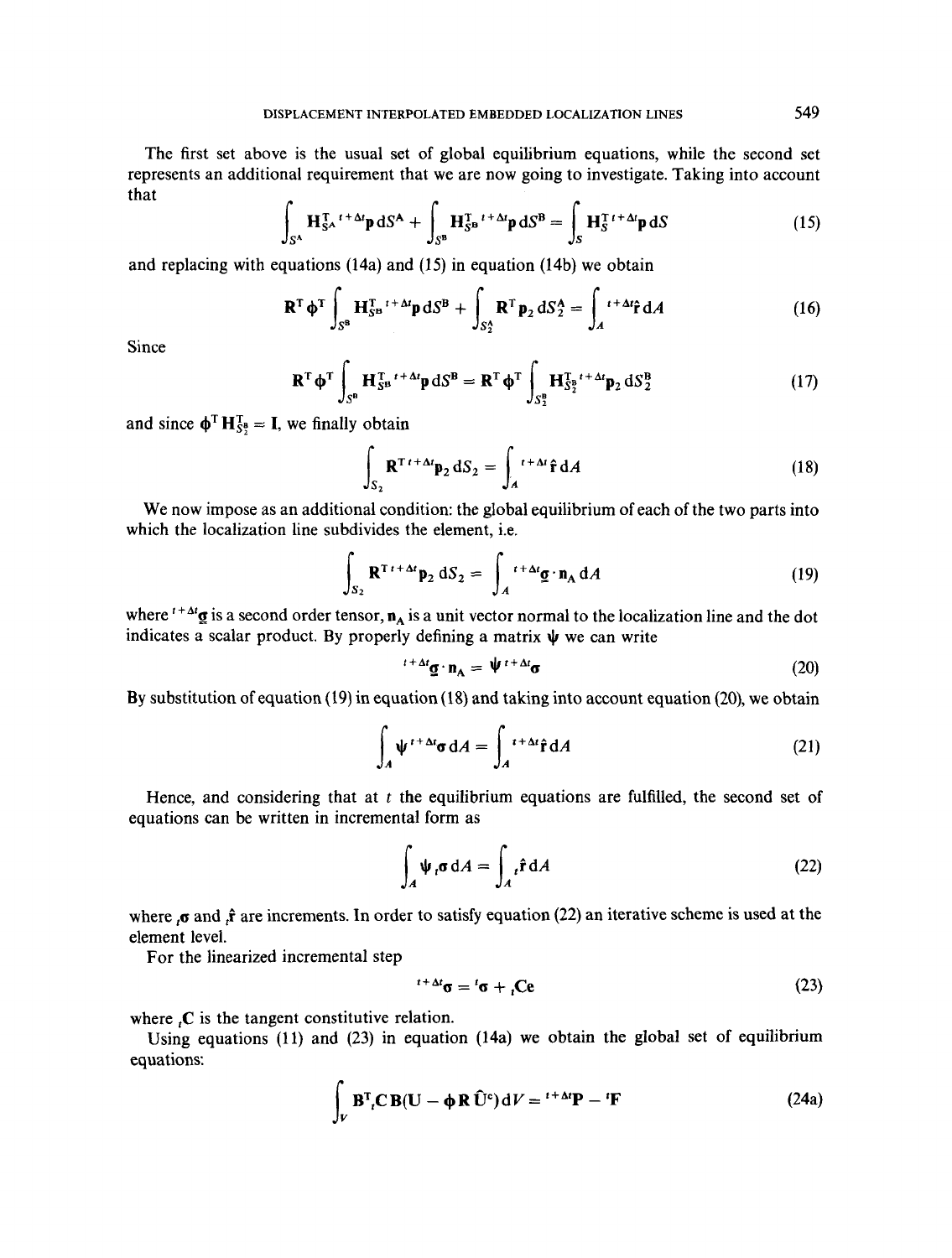The first set above is the usual set of global equilibrium equations, while the second set represents an additional requirement that we are now going to investigate. Taking into account that

$$\int_{S^A} \mathbf{H}_{S^A}^{\mathrm{T}}\, {}^{t+\Delta t}\mathbf{p}\, \mathrm{d}S^A + \int_{S^B} \mathbf{H}_{S^B}^{\mathrm{T}}\, {}^{t+\Delta t}\mathbf{p}\, \mathrm{d}S^B = \int_{S} \mathbf{H}_{S}^{\mathrm{T}}\, {}^{t+\Delta t}\mathbf{p}\, \mathrm{d}S \tag{15}$$

and replacing with equations (14a) and (15) in equation (14b) we obtain

$$\mathbf{R}^{\mathrm{T}} \boldsymbol{\phi}^{\mathrm{T}} \int_{S^B} \mathbf{H}_{S^B}^{\mathrm{T}}\, {}^{t+\Delta t}\mathbf{p}\, \mathrm{d}S^B + \int_{S_2^A} \mathbf{R}^{\mathrm{T}} \mathbf{p}_2\, \mathrm{d}S_2^A = \int_A {}^{t+\Delta t}\hat{\mathbf{r}}\, \mathrm{d}A \tag{16}$$

Since

$$\mathbf{R}^{\mathrm{T}} \boldsymbol{\phi}^{\mathrm{T}} \int_{S^B} \mathbf{H}_{S^B}^{\mathrm{T}}\, {}^{t+\Delta t}\mathbf{p}\, \mathrm{d}S^B = \mathbf{R}^{\mathrm{T}} \boldsymbol{\phi}^{\mathrm{T}} \int_{S_2^B} \mathbf{H}_{S_2^B}^{\mathrm{T}}\, {}^{t+\Delta t}\mathbf{p}_2\, \mathrm{d}S_2^B \tag{17}$$

and since $\boldsymbol{\phi}^{\mathrm{T}} \mathbf{H}_{S_2^B}^{\mathrm{T}} = \mathbf{I}$, we finally obtain

$$\int_{S_2} \mathbf{R}^{\mathrm{T}\, t+\Delta t}\mathbf{p}_2\, \mathrm{d}S_2 = \int_A {}^{t+\Delta t}\hat{\mathbf{r}}\, \mathrm{d}A \tag{18}$$

We now impose as an additional condition: the global equilibrium of each of the two parts into which the localization line subdivides the element, i.e.

$$\int_{S_2} \mathbf{R}^{\mathrm{T}\, t+\Delta t}\mathbf{p}_2\, \mathrm{d}S_2 = \int_A {}^{t+\Delta t}\underline{\boldsymbol{\sigma}} \cdot \mathbf{n}_A\, \mathrm{d}A \tag{19}$$

where ${}^{t+\Delta t}\underline{\boldsymbol{\sigma}}$ is a second order tensor, $\mathbf{n}_A$ is a unit vector normal to the localization line and the dot indicates a scalar product. By properly defining a matrix $\boldsymbol{\psi}$ we can write

$${}^{t+\Delta t}\underline{\boldsymbol{\sigma}} \cdot \mathbf{n}_A = \boldsymbol{\psi}\, {}^{t+\Delta t}\boldsymbol{\sigma} \tag{20}$$

By substitution of equation (19) in equation (18) and taking into account equation (20), we obtain

$$\int_A \boldsymbol{\psi}\, {}^{t+\Delta t}\boldsymbol{\sigma}\, \mathrm{d}A = \int_A {}^{t+\Delta t}\hat{\mathbf{r}}\, \mathrm{d}A \tag{21}$$

Hence, and considering that at $t$ the equilibrium equations are fulfilled, the second set of equations can be written in incremental form as

$$\int_A \boldsymbol{\psi}\, {}_t\boldsymbol{\sigma}\, \mathrm{d}A = \int_A {}_t\hat{\mathbf{r}}\, \mathrm{d}A \tag{22}$$

where ${}_t\boldsymbol{\sigma}$ and ${}_t\hat{\mathbf{r}}$ are increments. In order to satisfy equation (22) an iterative scheme is used at the element level.

For the linearized incremental step

$${}^{t+\Delta t}\boldsymbol{\sigma} = {}^{t}\boldsymbol{\sigma} + {}_t\mathbf{C}\mathbf{e} \tag{23}$$

where ${}_t\mathbf{C}$ is the tangent constitutive relation.

Using equations (11) and (23) in equation (14a) we obtain the global set of equilibrium equations:

$$\int_V \mathbf{B}^{\mathrm{T}}\, {}_t\mathbf{C}\, \mathbf{B}(\mathbf{U} - \boldsymbol{\phi}\mathbf{R}\,\hat{\mathbf{U}}^{\mathrm{c}})\, \mathrm{d}V = {}^{t+\Delta t}\mathbf{P} - {}^{t}\mathbf{F} \tag{24a}$$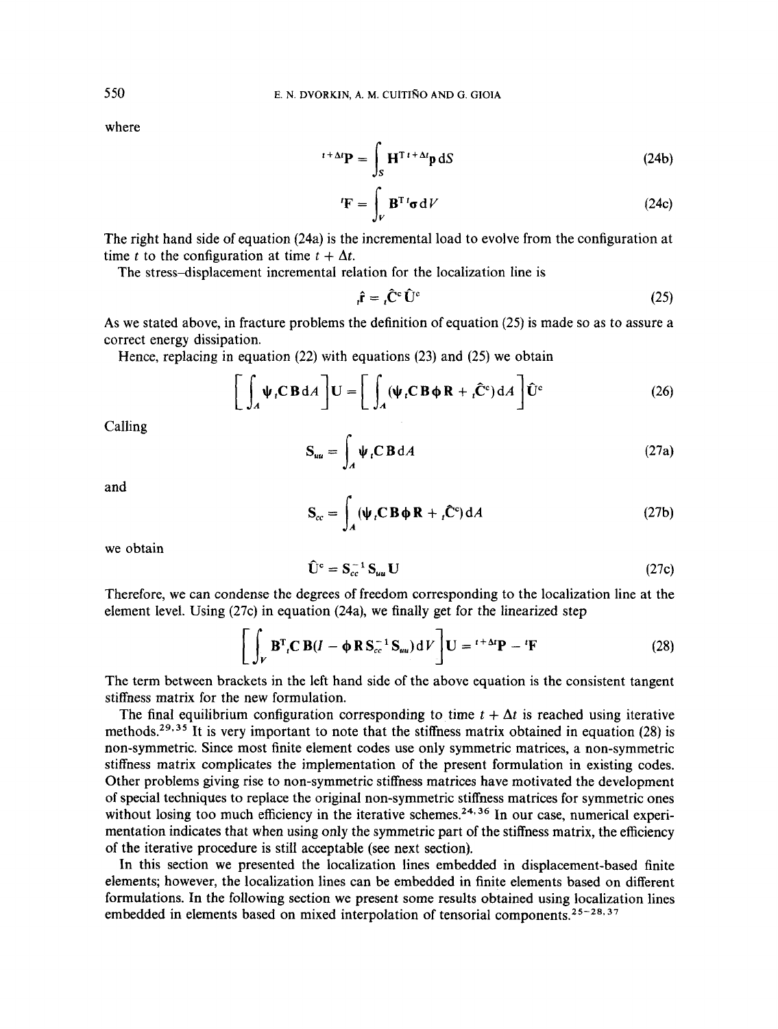where

$$
{}^{t+\Delta t}\mathbf{P} = \int_S \mathbf{H}^{\mathrm{T}\,t+\Delta t}\mathbf{p}\,\mathrm{d}S \tag{24b}
$$

$$
{}^{t}\mathbf{F} = \int_V \mathbf{B}^{\mathrm{T}\,t}\boldsymbol{\sigma}\,\mathrm{d}V \tag{24c}
$$

The right hand side of equation (24a) is the incremental load to evolve from the configuration at time $t$ to the configuration at time $t + \Delta t$.

The stress–displacement incremental relation for the localization line is

$$
{}_t\hat{\mathbf{r}} = {}_t\hat{\mathbf{C}}^{\mathrm{c}}\,\hat{\mathbf{U}}^{\mathrm{c}} \tag{25}
$$

As we stated above, in fracture problems the definition of equation (25) is made so as to assure a correct energy dissipation.

Hence, replacing in equation (22) with equations (23) and (25) we obtain

$$
\left[\int_A \boldsymbol{\psi}\,{}_t\mathbf{C}\,\mathbf{B}\,\mathrm{d}A\right]\mathbf{U} = \left[\int_A (\boldsymbol{\psi}\,{}_t\mathbf{C}\,\mathbf{B}\,\boldsymbol{\phi}\,\mathbf{R} + {}_t\hat{\mathbf{C}}^{\mathrm{c}})\,\mathrm{d}A\right]\hat{\mathbf{U}}^{\mathrm{c}} \tag{26}
$$

Calling

$$
\mathbf{S}_{uu} = \int_A \boldsymbol{\psi}\,{}_t\mathbf{C}\,\mathbf{B}\,\mathrm{d}A \tag{27a}
$$

and

$$
\mathbf{S}_{cc} = \int_A (\boldsymbol{\psi}\,{}_t\mathbf{C}\,\mathbf{B}\,\boldsymbol{\phi}\,\mathbf{R} + {}_t\hat{\mathbf{C}}^{\mathrm{c}})\,\mathrm{d}A \tag{27b}
$$

we obtain

$$
\hat{\mathbf{U}}^{\mathrm{c}} = \mathbf{S}_{cc}^{-1}\,\mathbf{S}_{uu}\,\mathbf{U} \tag{27c}
$$

Therefore, we can condense the degrees of freedom corresponding to the localization line at the element level. Using (27c) in equation (24a), we finally get for the linearized step

$$
\left[\int_V \mathbf{B}^{\mathrm{T}}\,{}_t\mathbf{C}\,\mathbf{B}(I - \boldsymbol{\phi}\,\mathbf{R}\,\mathbf{S}_{cc}^{-1}\,\mathbf{S}_{uu})\,\mathrm{d}V\right]\mathbf{U} = {}^{t+\Delta t}\mathbf{P} - {}^{t}\mathbf{F} \tag{28}
$$

The term between brackets in the left hand side of the above equation is the consistent tangent stiffness matrix for the new formulation.

The final equilibrium configuration corresponding to time $t + \Delta t$ is reached using iterative methods.[29,35] It is very important to note that the stiffness matrix obtained in equation (28) is non-symmetric. Since most finite element codes use only symmetric matrices, a non-symmetric stiffness matrix complicates the implementation of the present formulation in existing codes. Other problems giving rise to non-symmetric stiffness matrices have motivated the development of special techniques to replace the original non-symmetric stiffness matrices for symmetric ones without losing too much efficiency in the iterative schemes.[24,36] In our case, numerical experimentation indicates that when using only the symmetric part of the stiffness matrix, the efficiency of the iterative procedure is still acceptable (see next section).

In this section we presented the localization lines embedded in displacement-based finite elements; however, the localization lines can be embedded in finite elements based on different formulations. In the following section we present some results obtained using localization lines embedded in elements based on mixed interpolation of tensorial components.[25–28,37]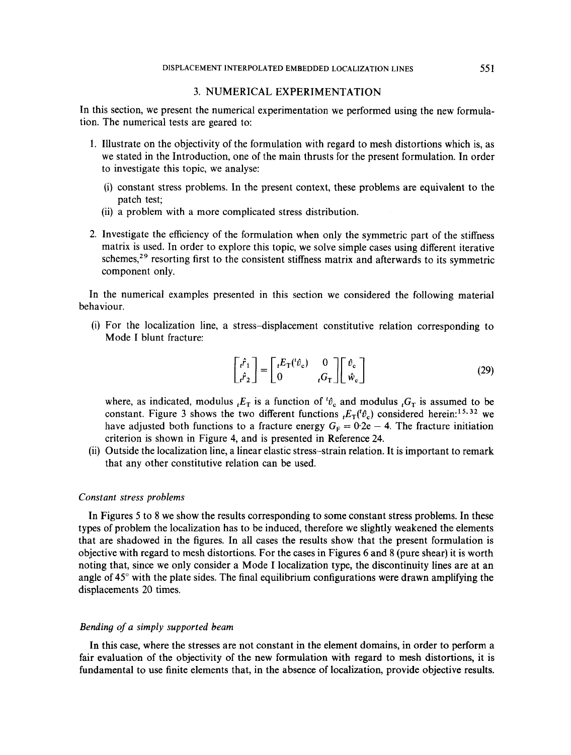## 3. NUMERICAL EXPERIMENTATION

In this section, we present the numerical experimentation we performed using the new formulation. The numerical tests are geared to:

1. Illustrate on the objectivity of the formulation with regard to mesh distortions which is, as we stated in the Introduction, one of the main thrusts for the present formulation. In order to investigate this topic, we analyse:
   (i) constant stress problems. In the present context, these problems are equivalent to the patch test;
   (ii) a problem with a more complicated stress distribution.
2. Investigate the efficiency of the formulation when only the symmetric part of the stiffness matrix is used. In order to explore this topic, we solve simple cases using different iterative schemes,[29] resorting first to the consistent stiffness matrix and afterwards to its symmetric component only.

In the numerical examples presented in this section we considered the following material behaviour.

(i) For the localization line, a stress–displacement constitutive relation corresponding to Mode I blunt fracture:

$$\begin{bmatrix} {}_t\hat{r}_1 \\ {}_t\hat{r}_2 \end{bmatrix} = \begin{bmatrix} {}_tE_T({}^t\hat{v}_c) & 0 \\ 0 & {}_tG_T \end{bmatrix} \begin{bmatrix} \hat{v}_c \\ \hat{w}_c \end{bmatrix} \tag{29}$$

where, as indicated, modulus ${}_tE_T$ is a function of ${}^t\hat{v}_c$ and modulus ${}_tG_T$ is assumed to be constant. Figure 3 shows the two different functions ${}_tE_T({}^t\hat{v}_c)$ considered herein:[15,32] we have adjusted both functions to a fracture energy $G_F = 0{\cdot}2\text{e}-4$. The fracture initiation criterion is shown in Figure 4, and is presented in Reference 24.

(ii) Outside the localization line, a linear elastic stress–strain relation. It is important to remark that any other constitutive relation can be used.

### *Constant stress problems*

In Figures 5 to 8 we show the results corresponding to some constant stress problems. In these types of problem the localization has to be induced, therefore we slightly weakened the elements that are shadowed in the figures. In all cases the results show that the present formulation is objective with regard to mesh distortions. For the cases in Figures 6 and 8 (pure shear) it is worth noting that, since we only consider a Mode I localization type, the discontinuity lines are at an angle of 45° with the plate sides. The final equilibrium configurations were drawn amplifying the displacements 20 times.

### *Bending of a simply supported beam*

In this case, where the stresses are not constant in the element domains, in order to perform a fair evaluation of the objectivity of the new formulation with regard to mesh distortions, it is fundamental to use finite elements that, in the absence of localization, provide objective results.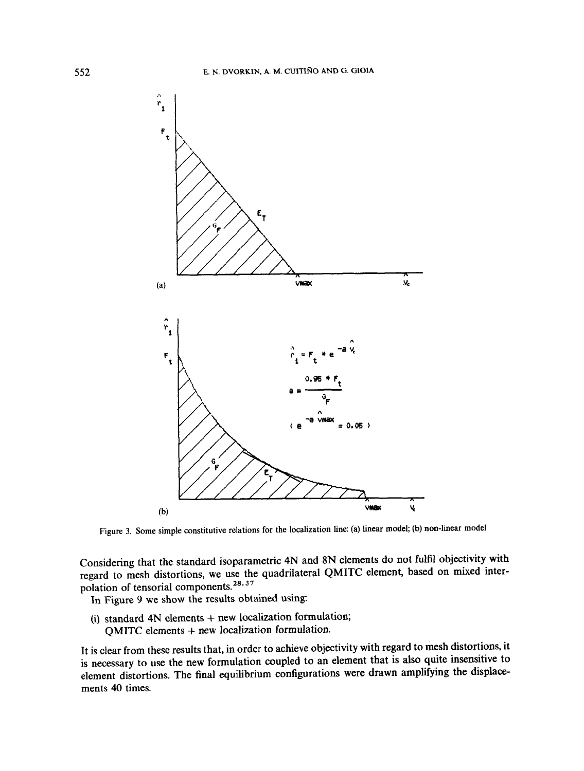Figure 3. Some simple constitutive relations for the localization line: (a) linear model; (b) non-linear model

Considering that the standard isoparametric 4N and 8N elements do not fulfil objectivity with regard to mesh distortions, we use the quadrilateral QMITC element, based on mixed interpolation of tensorial components.[28,37]

In Figure 9 we show the results obtained using:

(i) standard 4N elements + new localization formulation;
QMITC elements + new localization formulation.

It is clear from these results that, in order to achieve objectivity with regard to mesh distortions, it is necessary to use the new formulation coupled to an element that is also quite insensitive to element distortions. The final equilibrium configurations were drawn amplifying the displacements 40 times.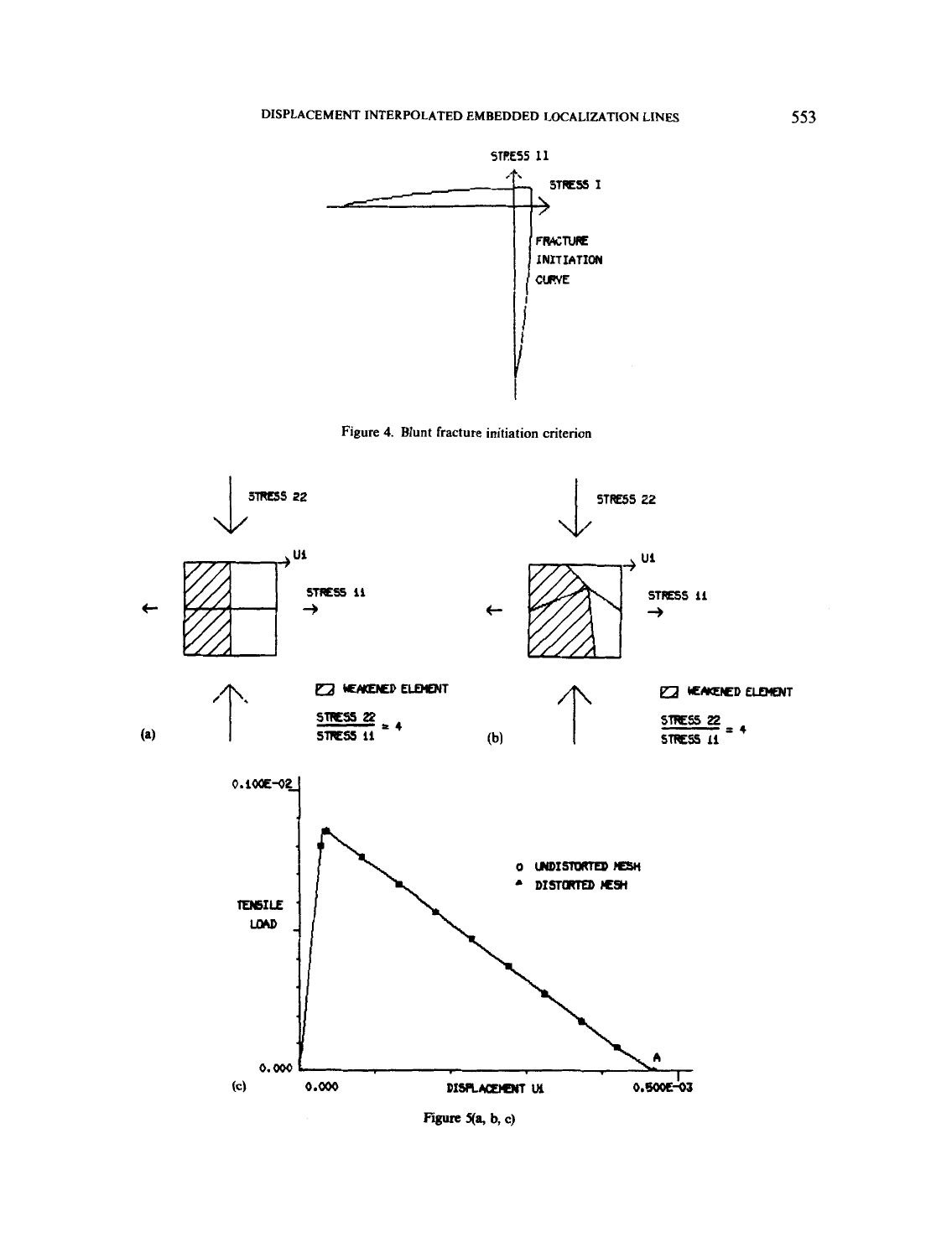Figure 4. Blunt fracture initiation criterion

Figure 5(a, b, c)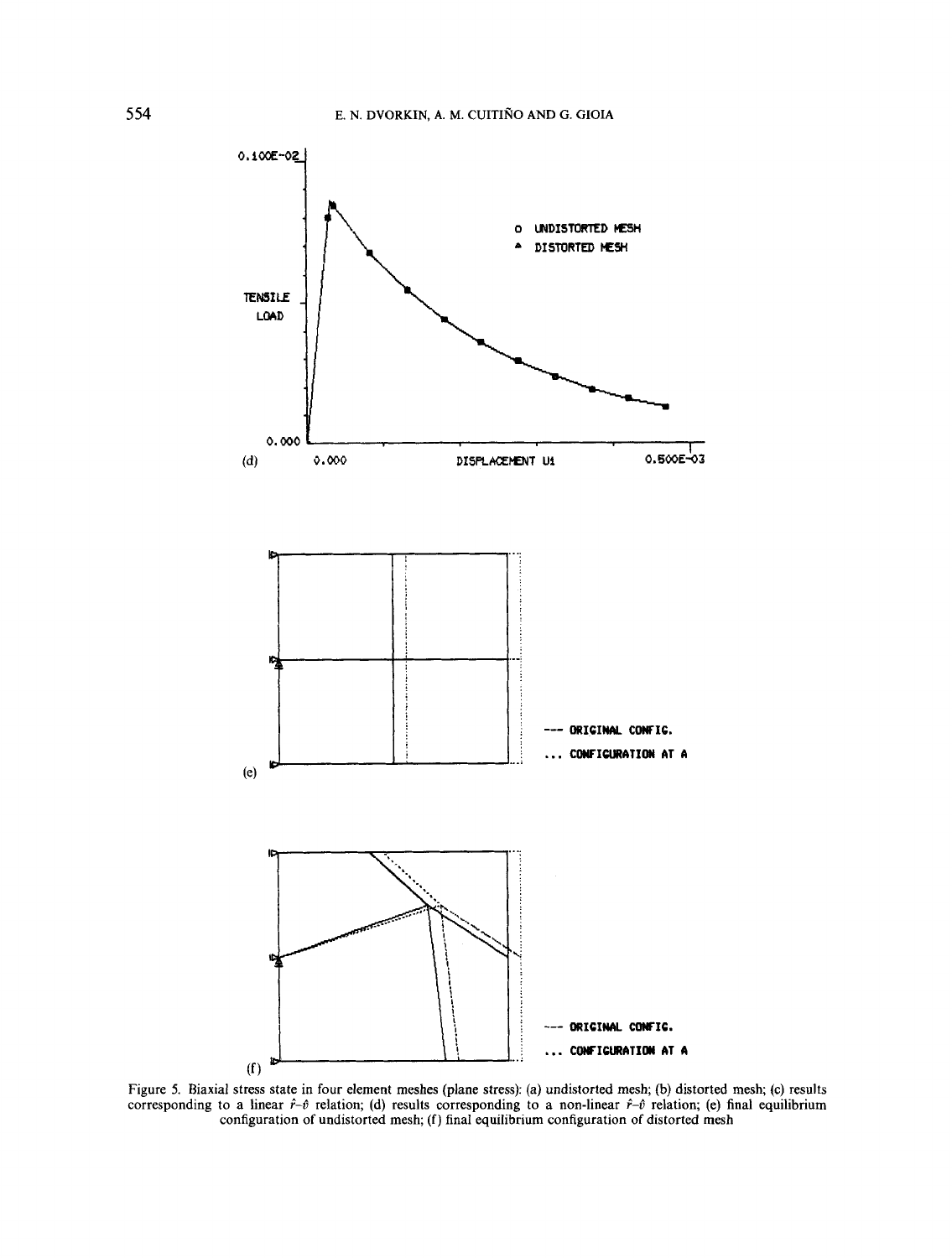Figure 5. Biaxial stress state in four element meshes (plane stress): (a) undistorted mesh; (b) distorted mesh; (c) results corresponding to a linear $\hat{r}$–$\hat{v}$ relation; (d) results corresponding to a non-linear $\hat{r}$–$\hat{v}$ relation; (e) final equilibrium configuration of undistorted mesh; (f) final equilibrium configuration of distorted mesh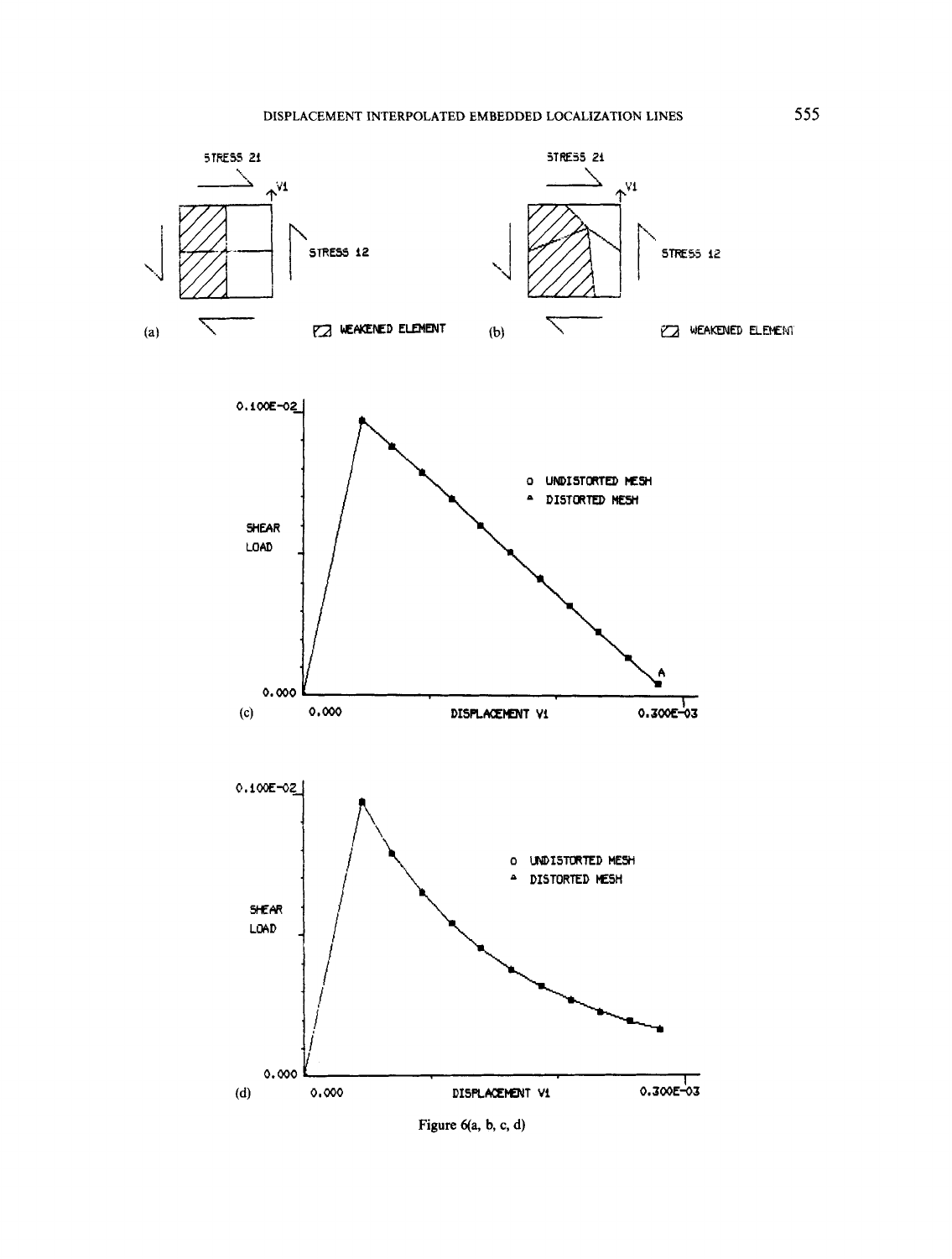Figure 6(a, b, c, d)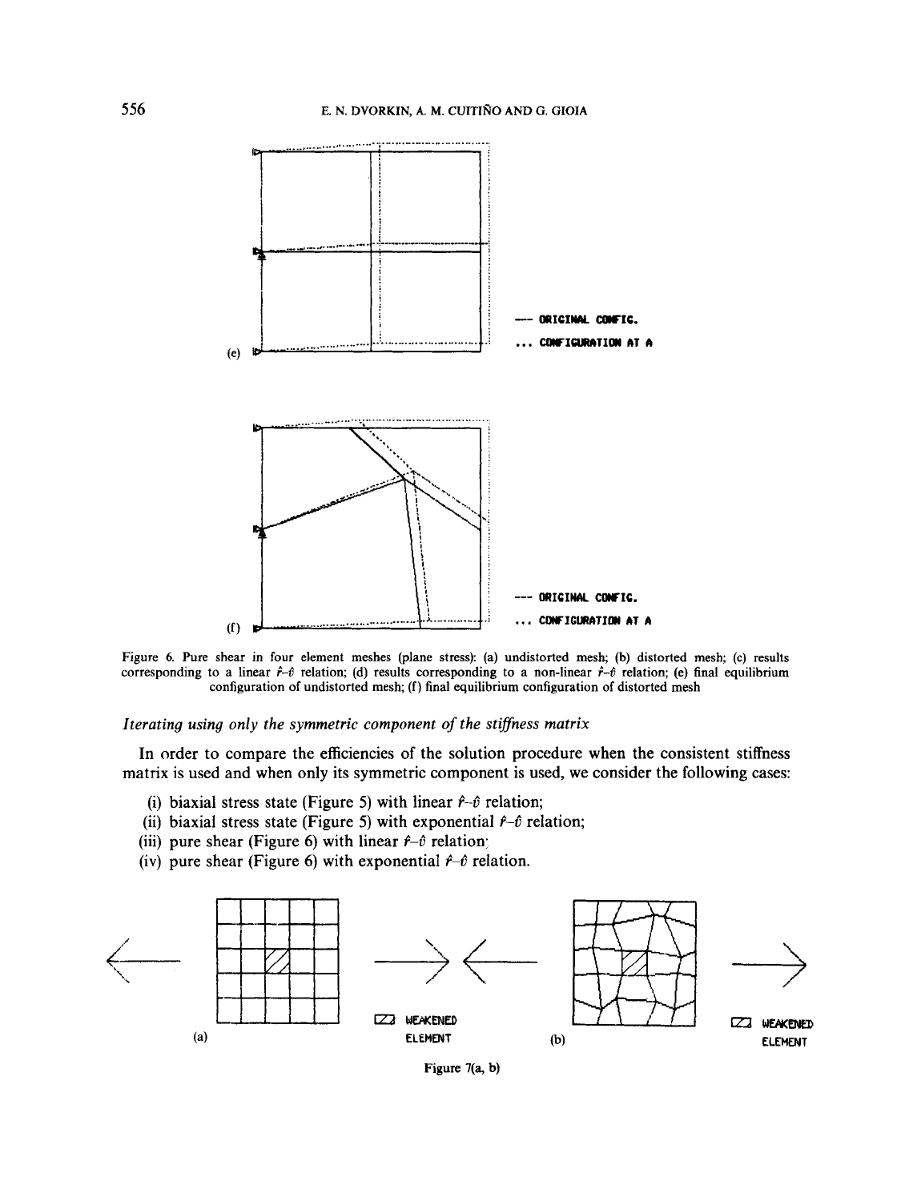Figure 6. Pure shear in four element meshes (plane stress): (a) undistorted mesh; (b) distorted mesh; (c) results corresponding to a linear $\hat{r}$–$\hat{v}$ relation; (d) results corresponding to a non-linear $\hat{r}$–$\hat{v}$ relation; (e) final equilibrium configuration of undistorted mesh; (f) final equilibrium configuration of distorted mesh

*Iterating using only the symmetric component of the stiffness matrix*

In order to compare the efficiencies of the solution procedure when the consistent stiffness matrix is used and when only its symmetric component is used, we consider the following cases:

(i) biaxial stress state (Figure 5) with linear $\hat{r}$–$\hat{v}$ relation;
(ii) biaxial stress state (Figure 5) with exponential $\hat{r}$–$\hat{v}$ relation;
(iii) pure shear (Figure 6) with linear $\hat{r}$–$\hat{v}$ relation;
(iv) pure shear (Figure 6) with exponential $\hat{r}$–$\hat{v}$ relation.

Figure 7(a, b)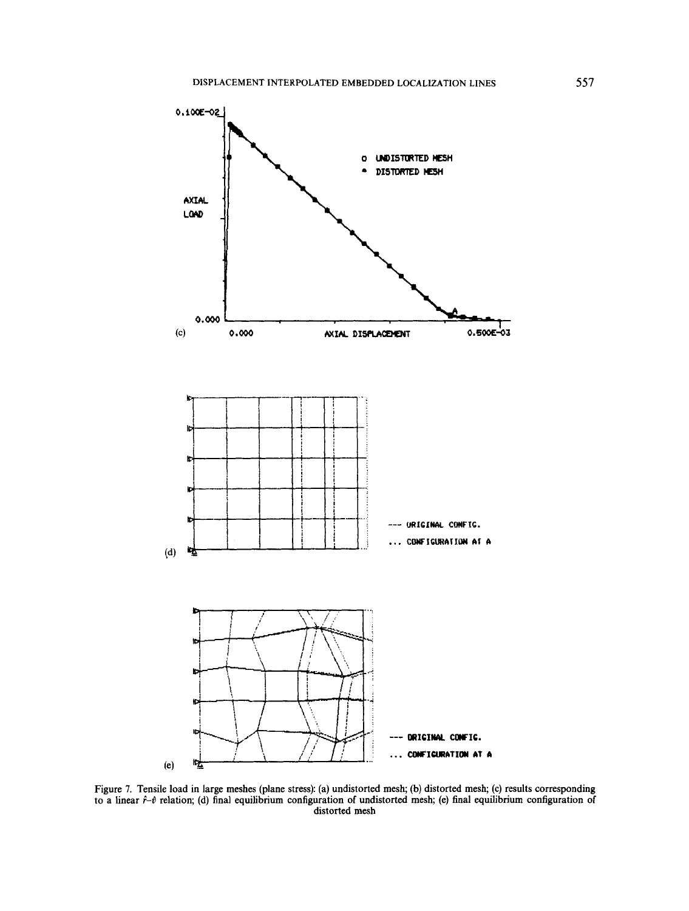Figure 7. Tensile load in large meshes (plane stress): (a) undistorted mesh; (b) distorted mesh; (c) results corresponding to a linear $\hat{r}$–$\hat{\theta}$ relation; (d) final equilibrium configuration of undistorted mesh; (e) final equilibrium configuration of distorted mesh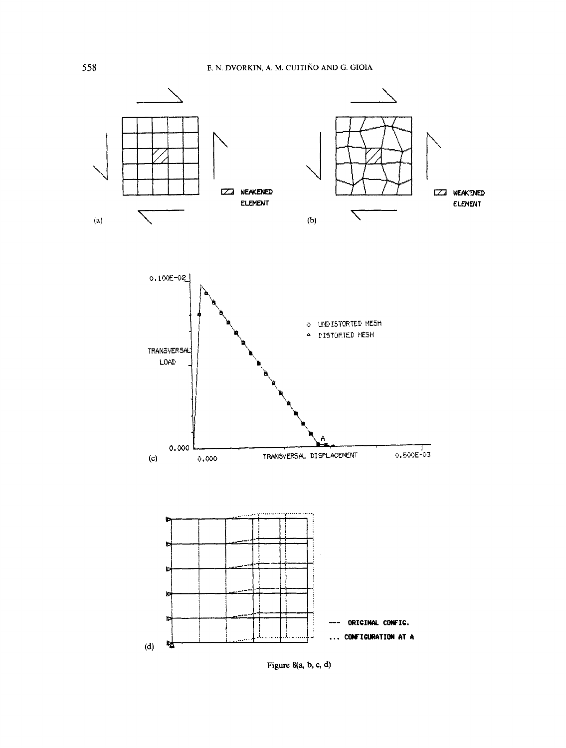(a)

WEAKENED ELEMENT

(b)

WEAKENED ELEMENT

(c)

0.100E-02

TRANSVERSAL LOAD

0.000

○ UNDISTORTED MESH

▵ DISTORTED MESH

A

0.000 TRANSVERSAL DISPLACEMENT 0.500E-03

(d)

--- ORIGINAL CONFIG.

... CONFIGURATION AT A

Figure 8(a, b, c, d)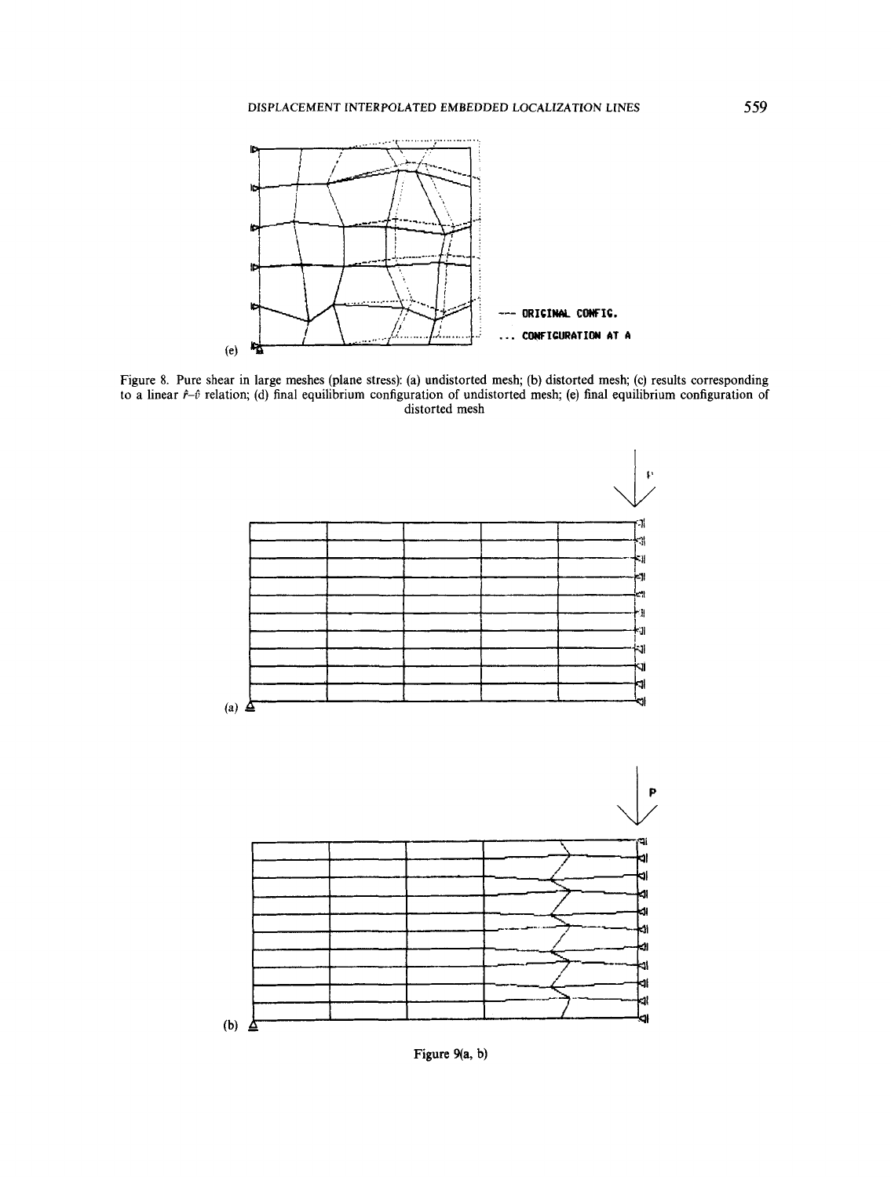(e)

--- ORIGINAL CONFIG.

... CONFIGURATION AT A

Figure 8. Pure shear in large meshes (plane stress): (a) undistorted mesh; (b) distorted mesh; (c) results corresponding to a linear $\hat{r}$–$\hat{v}$ relation; (d) final equilibrium configuration of undistorted mesh; (e) final equilibrium configuration of distorted mesh

P

(a)

P

(b)

Figure 9(a, b)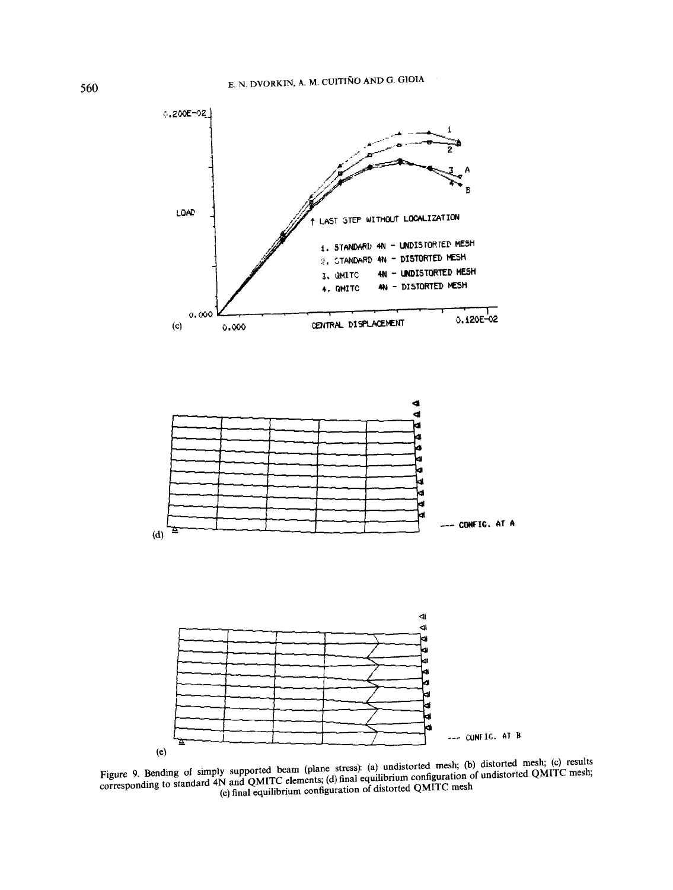Figure 9. Bending of simply supported beam (plane stress): (a) undistorted mesh; (b) distorted mesh; (c) results corresponding to standard 4N and QMITC elements; (d) final equilibrium configuration of undistorted QMITC mesh; (e) final equilibrium configuration of distorted QMITC mesh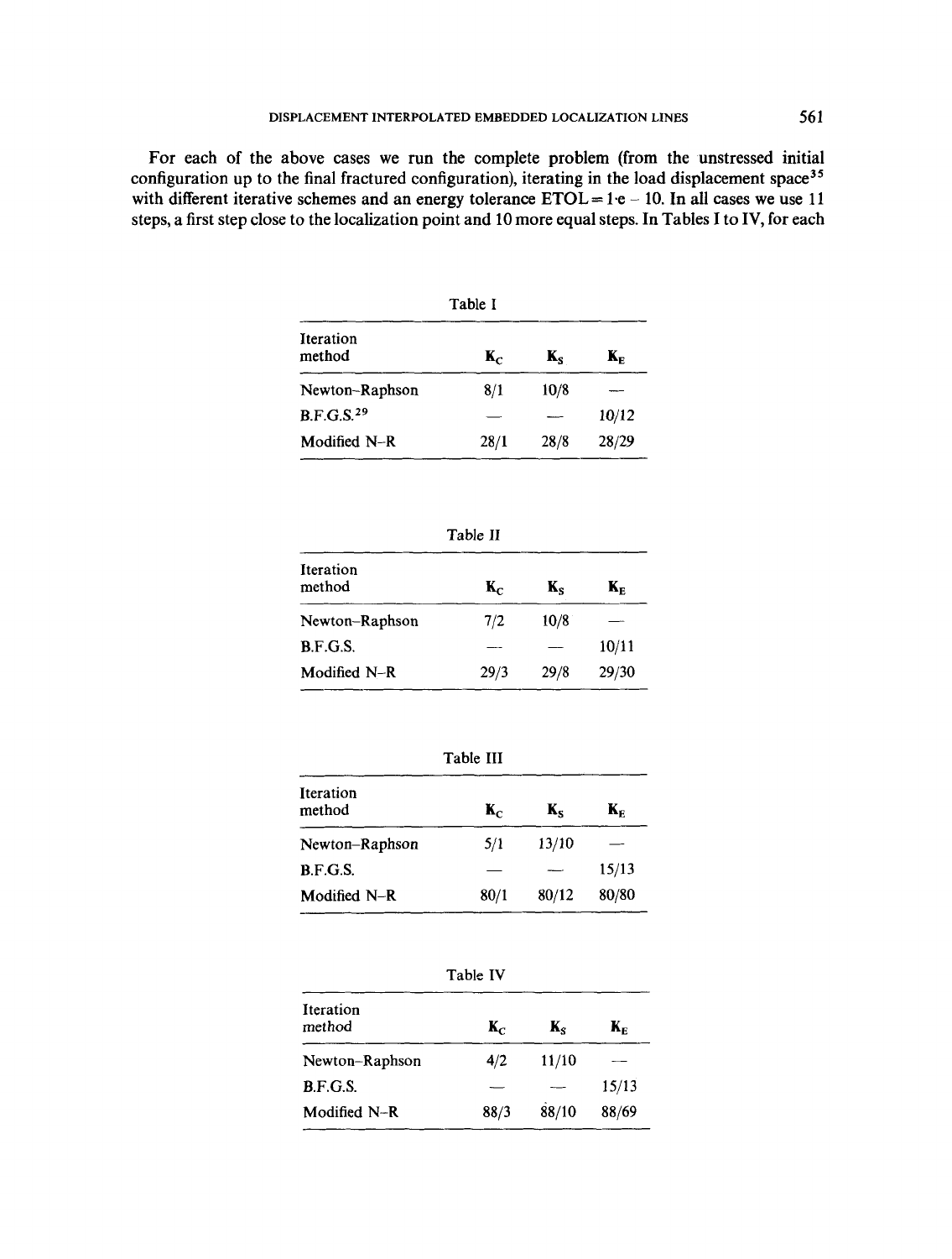For each of the above cases we run the complete problem (from the unstressed initial configuration up to the final fractured configuration), iterating in the load displacement space[35] with different iterative schemes and an energy tolerance ETOL = 1·e − 10. In all cases we use 11 steps, a first step close to the localization point and 10 more equal steps. In Tables I to IV, for each

Table I

| Iteration method | $\mathbf{K}_C$ | $\mathbf{K}_S$ | $\mathbf{K}_E$ |
|---|---|---|---|
| Newton–Raphson | 8/1 | 10/8 | — |
| B.F.G.S.[29] | — | — | 10/12 |
| Modified N–R | 28/1 | 28/8 | 28/29 |

Table II

| Iteration method | $\mathbf{K}_C$ | $\mathbf{K}_S$ | $\mathbf{K}_E$ |
|---|---|---|---|
| Newton–Raphson | 7/2 | 10/8 | — |
| B.F.G.S. | — | — | 10/11 |
| Modified N–R | 29/3 | 29/8 | 29/30 |

Table III

| Iteration method | $\mathbf{K}_C$ | $\mathbf{K}_S$ | $\mathbf{K}_E$ |
|---|---|---|---|
| Newton–Raphson | 5/1 | 13/10 | — |
| B.F.G.S. | — | — | 15/13 |
| Modified N–R | 80/1 | 80/12 | 80/80 |

Table IV

| Iteration method | $\mathbf{K}_C$ | $\mathbf{K}_S$ | $\mathbf{K}_E$ |
|---|---|---|---|
| Newton–Raphson | 4/2 | 11/10 | — |
| B.F.G.S. | — | — | 15/13 |
| Modified N–R | 88/3 | 88/10 | 88/69 |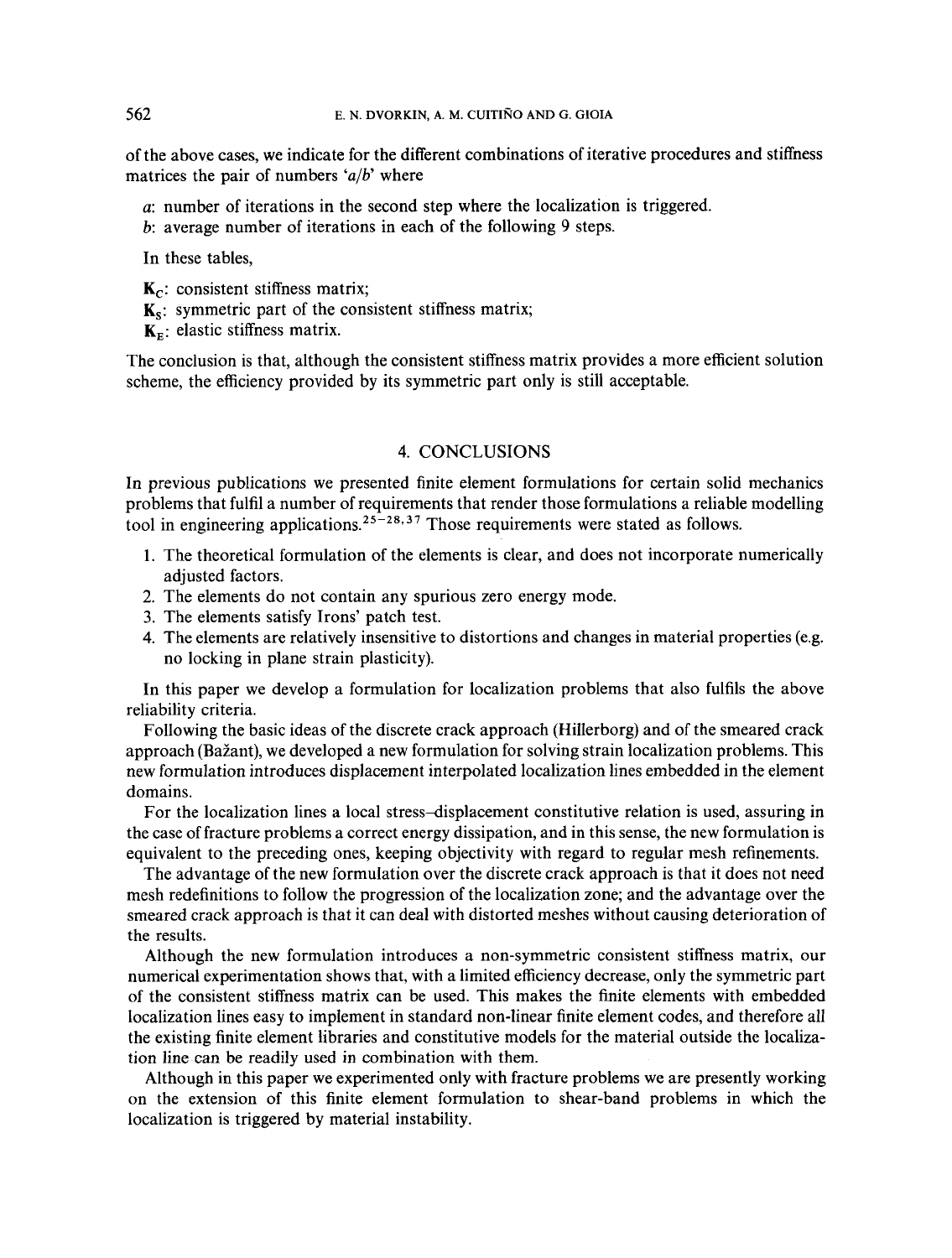of the above cases, we indicate for the different combinations of iterative procedures and stiffness matrices the pair of numbers '$a/b$' where

$a$: number of iterations in the second step where the localization is triggered.

$b$: average number of iterations in each of the following 9 steps.

In these tables,

$\mathbf{K}_C$: consistent stiffness matrix;

$\mathbf{K}_S$: symmetric part of the consistent stiffness matrix;

$\mathbf{K}_E$: elastic stiffness matrix.

The conclusion is that, although the consistent stiffness matrix provides a more efficient solution scheme, the efficiency provided by its symmetric part only is still acceptable.

## 4. CONCLUSIONS

In previous publications we presented finite element formulations for certain solid mechanics problems that fulfil a number of requirements that render those formulations a reliable modelling tool in engineering applications.[25–28,37] Those requirements were stated as follows.

1. The theoretical formulation of the elements is clear, and does not incorporate numerically adjusted factors.
2. The elements do not contain any spurious zero energy mode.
3. The elements satisfy Irons' patch test.
4. The elements are relatively insensitive to distortions and changes in material properties (e.g. no locking in plane strain plasticity).

In this paper we develop a formulation for localization problems that also fulfils the above reliability criteria.

Following the basic ideas of the discrete crack approach (Hillerborg) and of the smeared crack approach (Bažant), we developed a new formulation for solving strain localization problems. This new formulation introduces displacement interpolated localization lines embedded in the element domains.

For the localization lines a local stress–displacement constitutive relation is used, assuring in the case of fracture problems a correct energy dissipation, and in this sense, the new formulation is equivalent to the preceding ones, keeping objectivity with regard to regular mesh refinements.

The advantage of the new formulation over the discrete crack approach is that it does not need mesh redefinitions to follow the progression of the localization zone; and the advantage over the smeared crack approach is that it can deal with distorted meshes without causing deterioration of the results.

Although the new formulation introduces a non-symmetric consistent stiffness matrix, our numerical experimentation shows that, with a limited efficiency decrease, only the symmetric part of the consistent stiffness matrix can be used. This makes the finite elements with embedded localization lines easy to implement in standard non-linear finite element codes, and therefore all the existing finite element libraries and constitutive models for the material outside the localization line can be readily used in combination with them.

Although in this paper we experimented only with fracture problems we are presently working on the extension of this finite element formulation to shear-band problems in which the localization is triggered by material instability.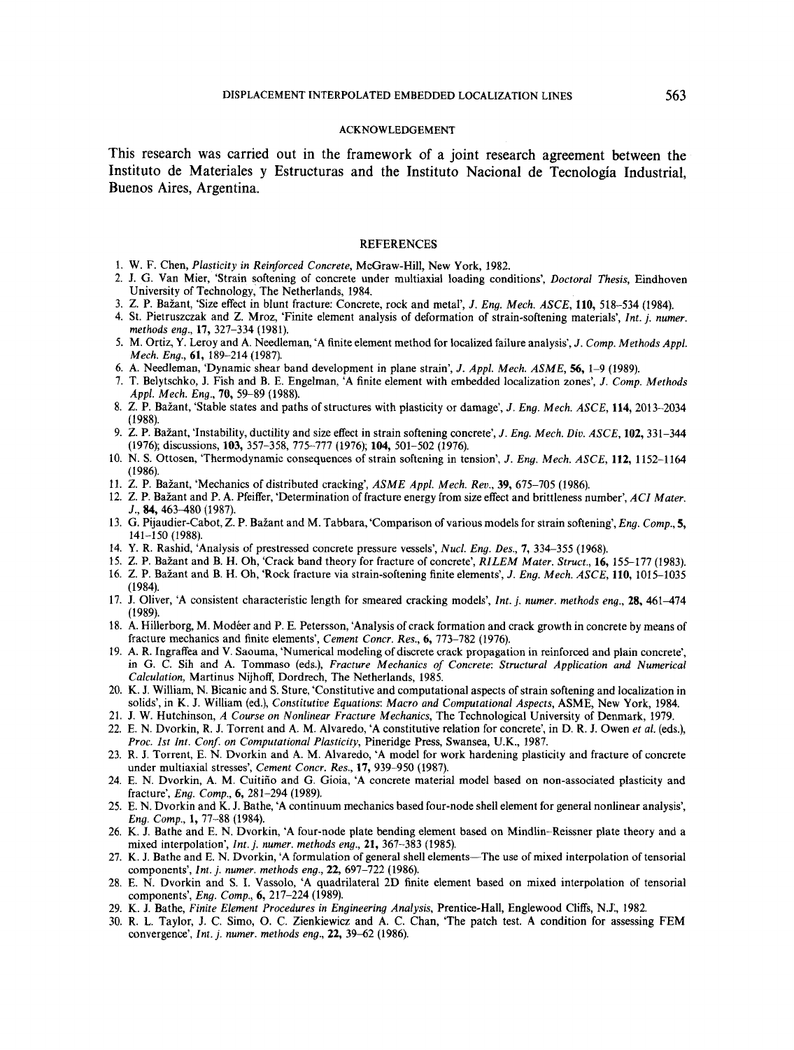## ACKNOWLEDGEMENT

This research was carried out in the framework of a joint research agreement between the Instituto de Materiales y Estructuras and the Instituto Nacional de Tecnología Industrial, Buenos Aires, Argentina.

## REFERENCES

1. W. F. Chen, *Plasticity in Reinforced Concrete*, McGraw-Hill, New York, 1982.
2. J. G. Van Mier, 'Strain softening of concrete under multiaxial loading conditions', *Doctoral Thesis*, Eindhoven University of Technology, The Netherlands, 1984.
3. Z. P. Bažant, 'Size effect in blunt fracture: Concrete, rock and metal', *J. Eng. Mech. ASCE*, **110**, 518–534 (1984).
4. St. Pietruszczak and Z. Mroz, 'Finite element analysis of deformation of strain-softening materials', *Int. j. numer. methods eng.*, **17**, 327–334 (1981).
5. M. Ortiz, Y. Leroy and A. Needleman, 'A finite element method for localized failure analysis', *J. Comp. Methods Appl. Mech. Eng.*, **61**, 189–214 (1987).
6. A. Needleman, 'Dynamic shear band development in plane strain', *J. Appl. Mech. ASME*, **56**, 1–9 (1989).
7. T. Belytschko, J. Fish and B. E. Engelman, 'A finite element with embedded localization zones', *J. Comp. Methods Appl. Mech. Eng.*, **70**, 59–89 (1988).
8. Z. P. Bažant, 'Stable states and paths of structures with plasticity or damage', *J. Eng. Mech. ASCE*, **114**, 2013–2034 (1988).
9. Z. P. Bažant, 'Instability, ductility and size effect in strain softening concrete', *J. Eng. Mech. Div. ASCE*, **102**, 331–344 (1976); discussions, **103**, 357–358, 775–777 (1976); **104**, 501–502 (1976).
10. N. S. Ottosen, 'Thermodynamic consequences of strain softening in tension', *J. Eng. Mech. ASCE*, **112**, 1152–1164 (1986).
11. Z. P. Bažant, 'Mechanics of distributed cracking', *ASME Appl. Mech. Rev.*, **39**, 675–705 (1986).
12. Z. P. Bažant and P. A. Pfeiffer, 'Determination of fracture energy from size effect and brittleness number', *ACI Mater. J.*, **84**, 463–480 (1987).
13. G. Pijaudier-Cabot, Z. P. Bažant and M. Tabbara, 'Comparison of various models for strain softening', *Eng. Comp.*, **5**, 141–150 (1988).
14. Y. R. Rashid, 'Analysis of prestressed concrete pressure vessels', *Nucl. Eng. Des.*, **7**, 334–355 (1968).
15. Z. P. Bažant and B. H. Oh, 'Crack band theory for fracture of concrete', *RILEM Mater. Struct.*, **16**, 155–177 (1983).
16. Z. P. Bažant and B. H. Oh, 'Rock fracture via strain-softening finite elements', *J. Eng. Mech. ASCE*, **110**, 1015–1035 (1984).
17. J. Oliver, 'A consistent characteristic length for smeared cracking models', *Int. j. numer. methods eng.*, **28**, 461–474 (1989).
18. A. Hillerborg, M. Modéer and P. E. Petersson, 'Analysis of crack formation and crack growth in concrete by means of fracture mechanics and finite elements', *Cement Concr. Res.*, **6**, 773–782 (1976).
19. A. R. Ingraffea and V. Saouma, 'Numerical modeling of discrete crack propagation in reinforced and plain concrete', in G. C. Sih and A. Tommaso (eds.), *Fracture Mechanics of Concrete: Structural Application and Numerical Calculation*, Martinus Nijhoff, Dordrech, The Netherlands, 1985.
20. K. J. William, N. Bicanic and S. Sture, 'Constitutive and computational aspects of strain softening and localization in solids', in K. J. William (ed.), *Constitutive Equations: Macro and Computational Aspects*, ASME, New York, 1984.
21. J. W. Hutchinson, *A Course on Nonlinear Fracture Mechanics*, The Technological University of Denmark, 1979.
22. E. N. Dvorkin, R. J. Torrent and A. M. Alvaredo, 'A constitutive relation for concrete', in D. R. J. Owen *et al.* (eds.), *Proc. 1st Int. Conf. on Computational Plasticity*, Pineridge Press, Swansea, U.K., 1987.
23. R. J. Torrent, E. N. Dvorkin and A. M. Alvaredo, 'A model for work hardening plasticity and fracture of concrete under multiaxial stresses', *Cement Concr. Res.*, **17**, 939–950 (1987).
24. E. N. Dvorkin, A. M. Cuitiño and G. Gioia, 'A concrete material model based on non-associated plasticity and fracture', *Eng. Comp.*, **6**, 281–294 (1989).
25. E. N. Dvorkin and K. J. Bathe, 'A continuum mechanics based four-node shell element for general nonlinear analysis', *Eng. Comp.*, **1**, 77–88 (1984).
26. K. J. Bathe and E. N. Dvorkin, 'A four-node plate bending element based on Mindlin–Reissner plate theory and a mixed interpolation', *Int. j. numer. methods eng.*, **21**, 367–383 (1985).
27. K. J. Bathe and E. N. Dvorkin, 'A formulation of general shell elements—The use of mixed interpolation of tensorial components', *Int. j. numer. methods eng.*, **22**, 697–722 (1986).
28. E. N. Dvorkin and S. I. Vassolo, 'A quadrilateral 2D finite element based on mixed interpolation of tensorial components', *Eng. Comp.*, **6**, 217–224 (1989).
29. K. J. Bathe, *Finite Element Procedures in Engineering Analysis*, Prentice-Hall, Englewood Cliffs, N.J., 1982.
30. R. L. Taylor, J. C. Simo, O. C. Zienkiewicz and A. C. Chan, 'The patch test. A condition for assessing FEM convergence', *Int. j. numer. methods eng.*, **22**, 39–62 (1986).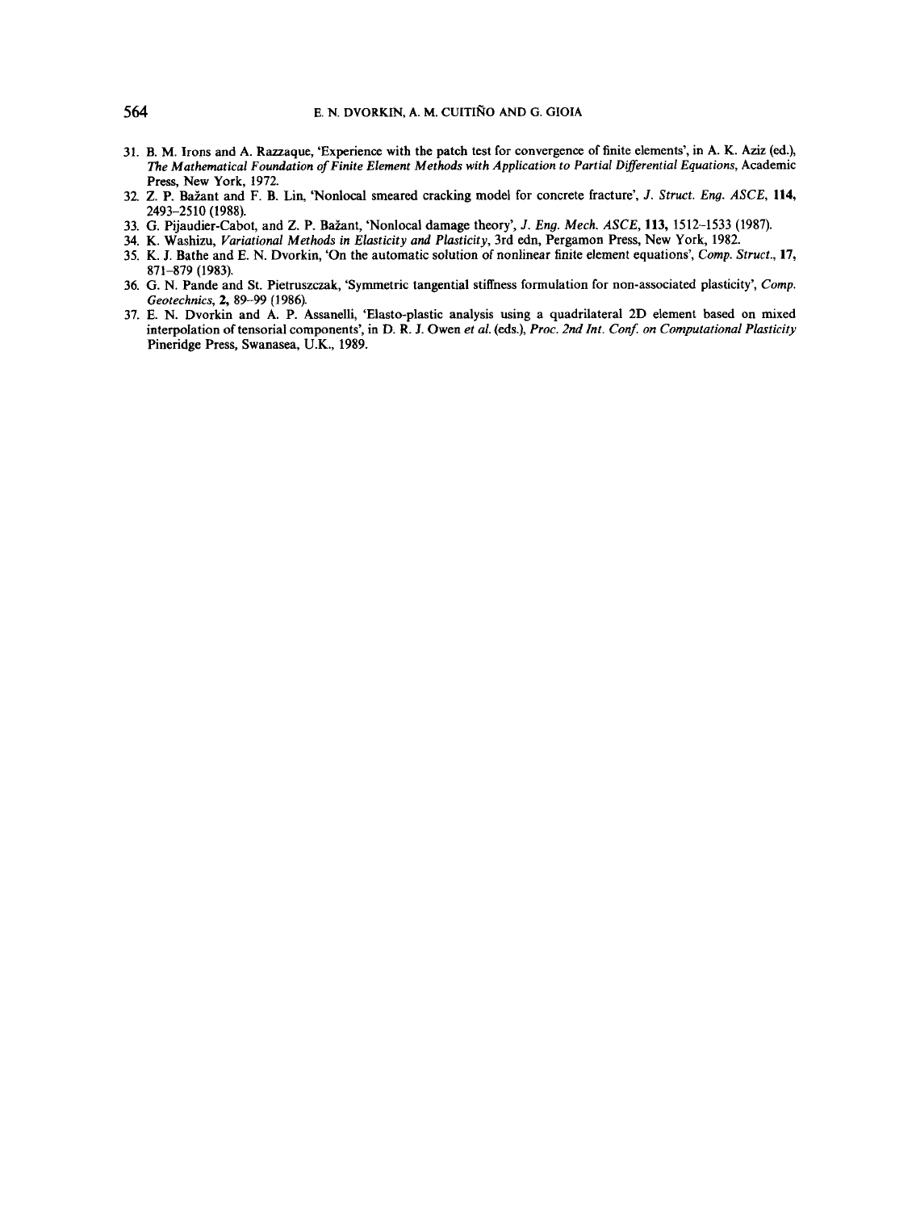31. B. M. Irons and A. Razzaque, 'Experience with the patch test for convergence of finite elements', in A. K. Aziz (ed.), *The Mathematical Foundation of Finite Element Methods with Application to Partial Differential Equations*, Academic Press, New York, 1972.
32. Z. P. Bažant and F. B. Lin, 'Nonlocal smeared cracking model for concrete fracture', *J. Struct. Eng. ASCE*, **114**, 2493–2510 (1988).
33. G. Pijaudier-Cabot, and Z. P. Bažant, 'Nonlocal damage theory', *J. Eng. Mech. ASCE*, **113**, 1512–1533 (1987).
34. K. Washizu, *Variational Methods in Elasticity and Plasticity*, 3rd edn, Pergamon Press, New York, 1982.
35. K. J. Bathe and E. N. Dvorkin, 'On the automatic solution of nonlinear finite element equations', *Comp. Struct.*, **17**, 871–879 (1983).
36. G. N. Pande and St. Pietruszczak, 'Symmetric tangential stiffness formulation for non-associated plasticity', *Comp. Geotechnics*, **2**, 89–99 (1986).
37. E. N. Dvorkin and A. P. Assanelli, 'Elasto-plastic analysis using a quadrilateral 2D element based on mixed interpolation of tensorial components', in D. R. J. Owen *et al.* (eds.), *Proc. 2nd Int. Conf. on Computational Plasticity* Pineridge Press, Swanasea, U.K., 1989.